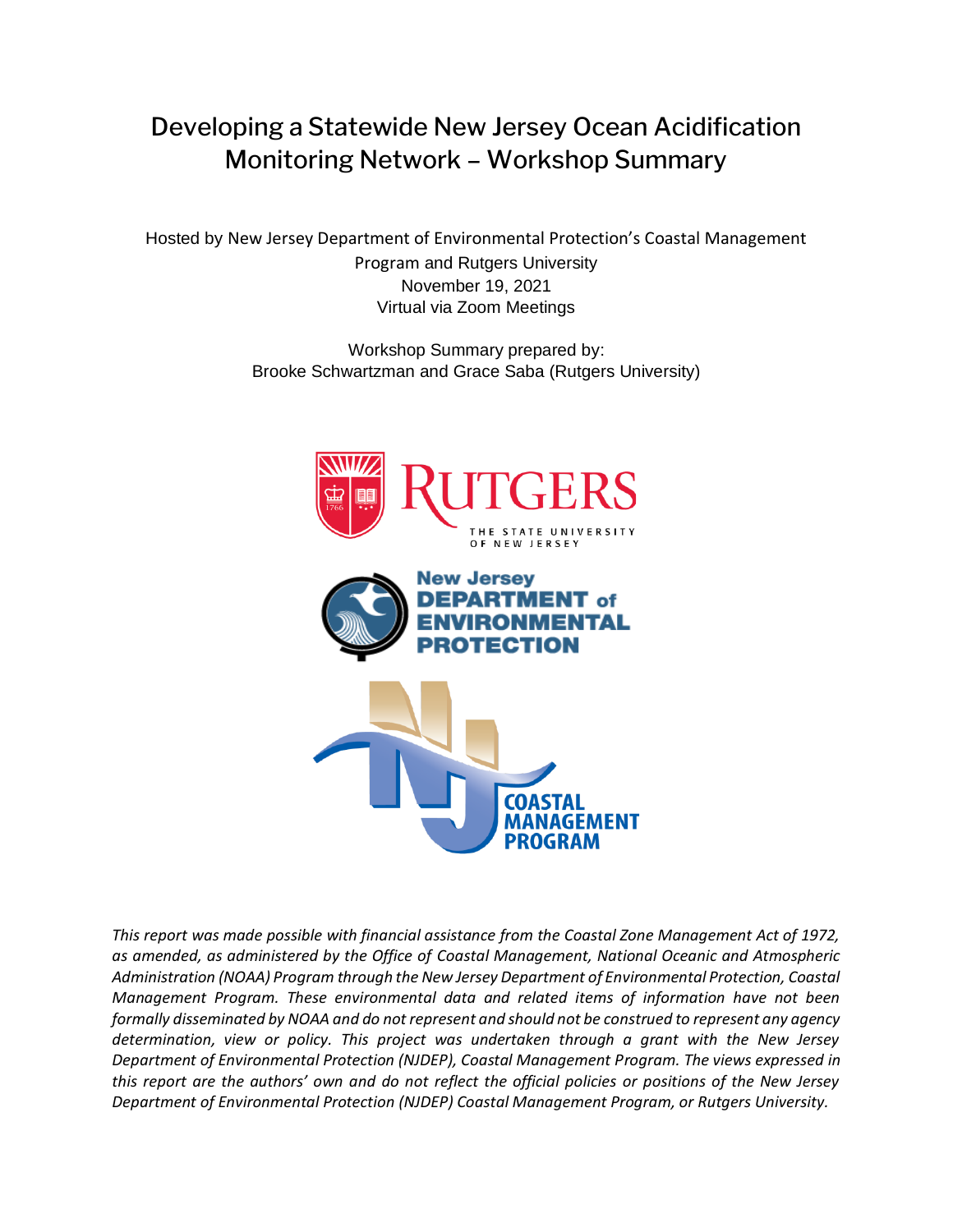# Developing a Statewide New Jersey Ocean Acidification Monitoring Network – Workshop Summary

Hosted by New Jersey Department of Environmental Protection's Coastal Management Program and Rutgers University

November 19, 2021

Virtual via Zoom Meetings

Workshop Summary prepared by:

Brooke Schwartzman and Grace Saba (Rutgers University)

*This report was made possible with financial assistance from the Coastal Zone Management Act of 1972, as amended, as administered by the Office of Coastal Management, National Oceanic and Atmospheric Administration (NOAA) Program through the New Jersey Department of Environmental Protection, Coastal Management Program. These environmental data and related items of information have not been formally disseminated by NOAA and do not represent and should not be construed to represent any agency determination, view or policy. This project was undertaken through a grant with the New Jersey Department of Environmental Protection (NJDEP), Coastal Management Program. The views expressed in this report are the authors' own and do not reflect the official policies or positions of the New Jersey Department of Environmental Protection (NJDEP) Coastal Management Program, or Rutgers University.*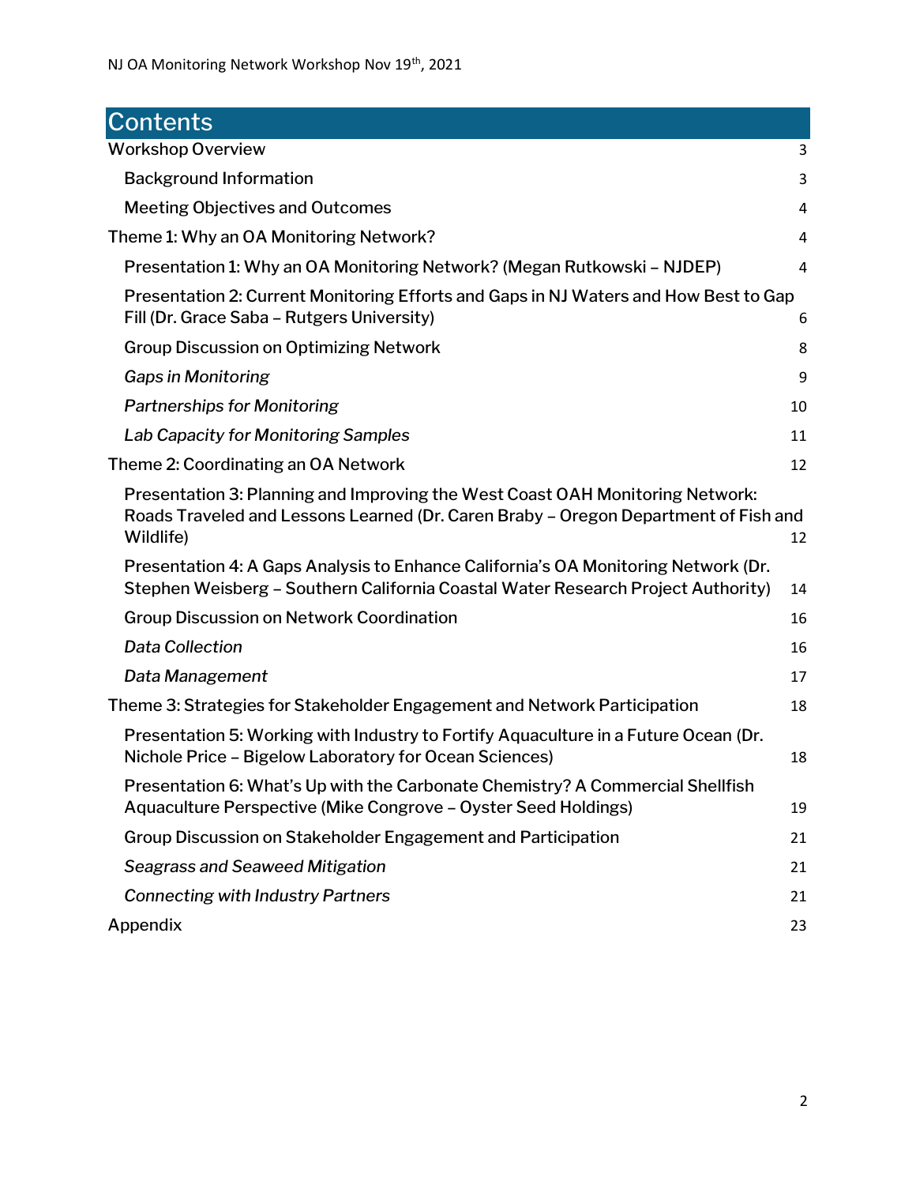# Contents

Workshop Overview 3

- Background Information 3
- Meeting Objectives and Outcomes 4

Theme 1: Why an OA Monitoring Network? 4

- Presentation 1: Why an OA Monitoring Network? (Megan Rutkowski – NJDEP) 4
- Presentation 2: Current Monitoring Efforts and Gaps in NJ Waters and How Best to Gap Fill (Dr. Grace Saba – Rutgers University) 6
- Group Discussion on Optimizing Network 8
- *Gaps in Monitoring* 9
- *Partnerships for Monitoring* 10
- *Lab Capacity for Monitoring Samples* 11

Theme 2: Coordinating an OA Network 12

- Presentation 3: Planning and Improving the West Coast OAH Monitoring Network: Roads Traveled and Lessons Learned (Dr. Caren Braby – Oregon Department of Fish and Wildlife) 12
- Presentation 4: A Gaps Analysis to Enhance California's OA Monitoring Network (Dr. Stephen Weisberg – Southern California Coastal Water Research Project Authority) 14
- Group Discussion on Network Coordination 16
- *Data Collection* 16
- *Data Management* 17

Theme 3: Strategies for Stakeholder Engagement and Network Participation 18

- Presentation 5: Working with Industry to Fortify Aquaculture in a Future Ocean (Dr. Nichole Price – Bigelow Laboratory for Ocean Sciences) 18
- Presentation 6: What's Up with the Carbonate Chemistry? A Commercial Shellfish Aquaculture Perspective (Mike Congrove – Oyster Seed Holdings) 19
- Group Discussion on Stakeholder Engagement and Participation 21
- *Seagrass and Seaweed Mitigation* 21
- *Connecting with Industry Partners* 21

Appendix 23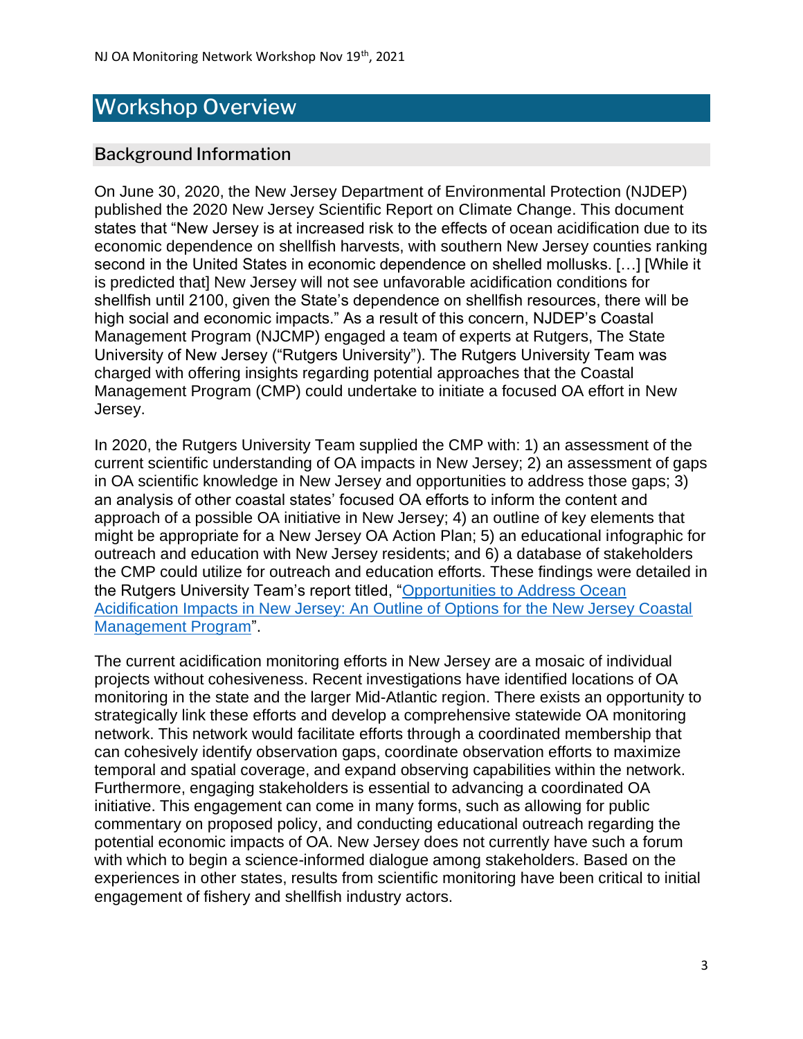# Workshop Overview

## Background Information

On June 30, 2020, the New Jersey Department of Environmental Protection (NJDEP) published the 2020 New Jersey Scientific Report on Climate Change. This document states that "New Jersey is at increased risk to the effects of ocean acidification due to its economic dependence on shellfish harvests, with southern New Jersey counties ranking second in the United States in economic dependence on shelled mollusks. […] [While it is predicted that] New Jersey will not see unfavorable acidification conditions for shellfish until 2100, given the State's dependence on shellfish resources, there will be high social and economic impacts." As a result of this concern, NJDEP's Coastal Management Program (NJCMP) engaged a team of experts at Rutgers, The State University of New Jersey ("Rutgers University"). The Rutgers University Team was charged with offering insights regarding potential approaches that the Coastal Management Program (CMP) could undertake to initiate a focused OA effort in New Jersey.

In 2020, the Rutgers University Team supplied the CMP with: 1) an assessment of the current scientific understanding of OA impacts in New Jersey; 2) an assessment of gaps in OA scientific knowledge in New Jersey and opportunities to address those gaps; 3) an analysis of other coastal states' focused OA efforts to inform the content and approach of a possible OA initiative in New Jersey; 4) an outline of key elements that might be appropriate for a New Jersey OA Action Plan; 5) an educational infographic for outreach and education with New Jersey residents; and 6) a database of stakeholders the CMP could utilize for outreach and education efforts. These findings were detailed in the Rutgers University Team's report titled, "Opportunities to Address Ocean Acidification Impacts in New Jersey: An Outline of Options for the New Jersey Coastal Management Program".

The current acidification monitoring efforts in New Jersey are a mosaic of individual projects without cohesiveness. Recent investigations have identified locations of OA monitoring in the state and the larger Mid-Atlantic region. There exists an opportunity to strategically link these efforts and develop a comprehensive statewide OA monitoring network. This network would facilitate efforts through a coordinated membership that can cohesively identify observation gaps, coordinate observation efforts to maximize temporal and spatial coverage, and expand observing capabilities within the network. Furthermore, engaging stakeholders is essential to advancing a coordinated OA initiative. This engagement can come in many forms, such as allowing for public commentary on proposed policy, and conducting educational outreach regarding the potential economic impacts of OA. New Jersey does not currently have such a forum with which to begin a science-informed dialogue among stakeholders. Based on the experiences in other states, results from scientific monitoring have been critical to initial engagement of fishery and shellfish industry actors.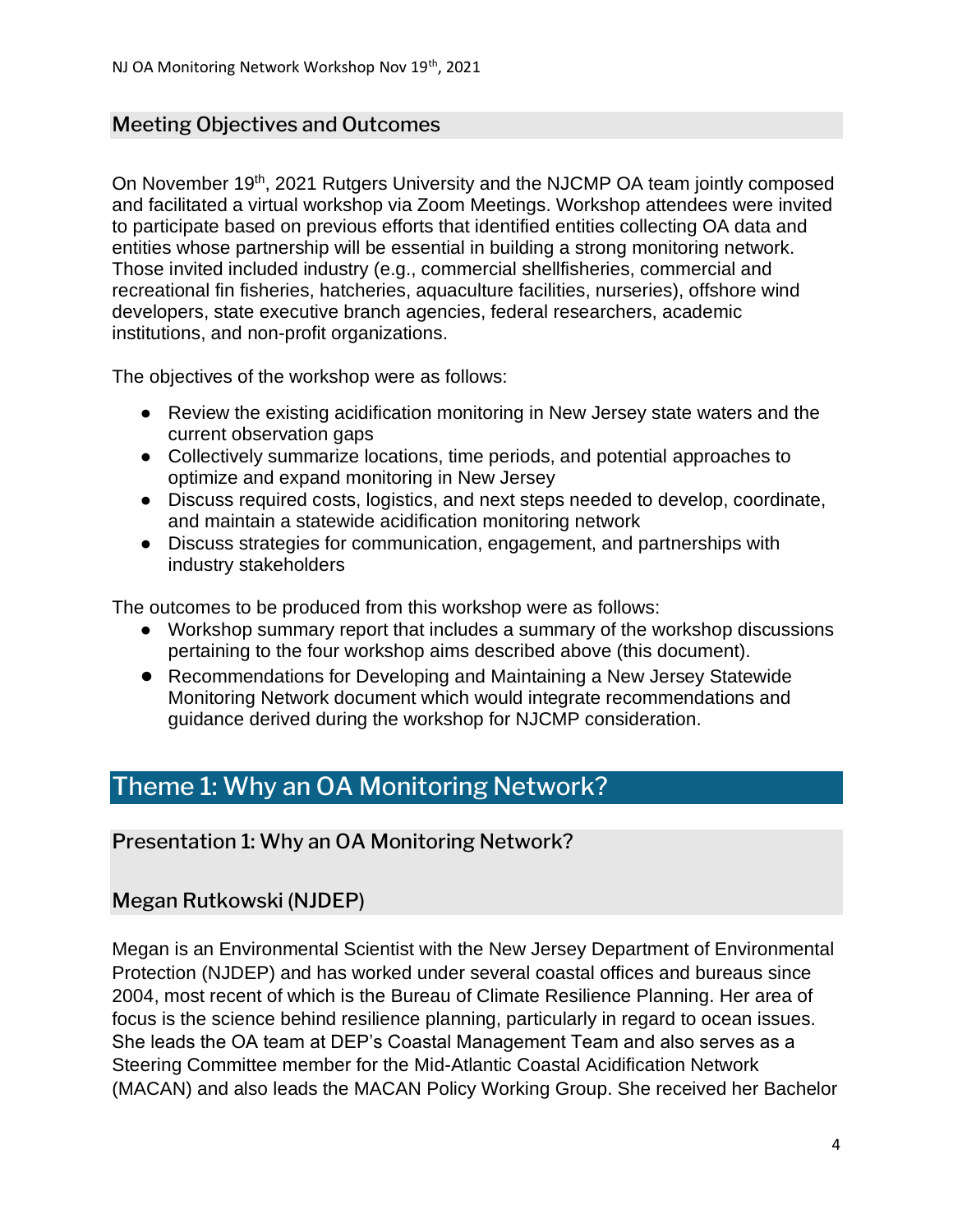## Meeting Objectives and Outcomes

On November 19th, 2021 Rutgers University and the NJCMP OA team jointly composed and facilitated a virtual workshop via Zoom Meetings. Workshop attendees were invited to participate based on previous efforts that identified entities collecting OA data and entities whose partnership will be essential in building a strong monitoring network. Those invited included industry (e.g., commercial shellfisheries, commercial and recreational fin fisheries, hatcheries, aquaculture facilities, nurseries), offshore wind developers, state executive branch agencies, federal researchers, academic institutions, and non-profit organizations.

The objectives of the workshop were as follows:

- Review the existing acidification monitoring in New Jersey state waters and the current observation gaps
- Collectively summarize locations, time periods, and potential approaches to optimize and expand monitoring in New Jersey
- Discuss required costs, logistics, and next steps needed to develop, coordinate, and maintain a statewide acidification monitoring network
- Discuss strategies for communication, engagement, and partnerships with industry stakeholders

The outcomes to be produced from this workshop were as follows:

- Workshop summary report that includes a summary of the workshop discussions pertaining to the four workshop aims described above (this document).
- Recommendations for Developing and Maintaining a New Jersey Statewide Monitoring Network document which would integrate recommendations and guidance derived during the workshop for NJCMP consideration.

# Theme 1: Why an OA Monitoring Network?

## Presentation 1: Why an OA Monitoring Network?

## Megan Rutkowski (NJDEP)

Megan is an Environmental Scientist with the New Jersey Department of Environmental Protection (NJDEP) and has worked under several coastal offices and bureaus since 2004, most recent of which is the Bureau of Climate Resilience Planning. Her area of focus is the science behind resilience planning, particularly in regard to ocean issues. She leads the OA team at DEP's Coastal Management Team and also serves as a Steering Committee member for the Mid-Atlantic Coastal Acidification Network (MACAN) and also leads the MACAN Policy Working Group. She received her Bachelor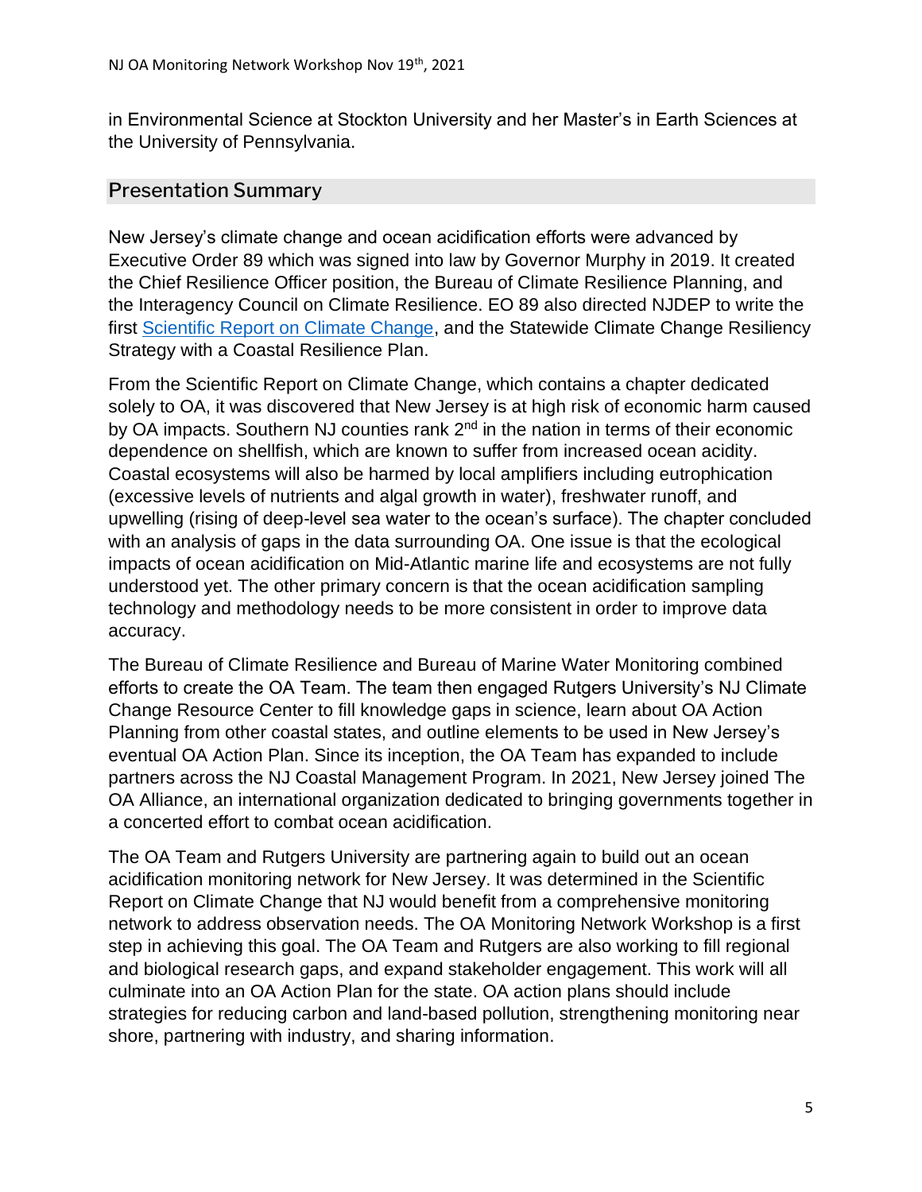in Environmental Science at Stockton University and her Master's in Earth Sciences at the University of Pennsylvania.

## Presentation Summary

New Jersey's climate change and ocean acidification efforts were advanced by Executive Order 89 which was signed into law by Governor Murphy in 2019. It created the Chief Resilience Officer position, the Bureau of Climate Resilience Planning, and the Interagency Council on Climate Resilience. EO 89 also directed NJDEP to write the first Scientific Report on Climate Change, and the Statewide Climate Change Resiliency Strategy with a Coastal Resilience Plan.

From the Scientific Report on Climate Change, which contains a chapter dedicated solely to OA, it was discovered that New Jersey is at high risk of economic harm caused by OA impacts. Southern NJ counties rank 2nd in the nation in terms of their economic dependence on shellfish, which are known to suffer from increased ocean acidity. Coastal ecosystems will also be harmed by local amplifiers including eutrophication (excessive levels of nutrients and algal growth in water), freshwater runoff, and upwelling (rising of deep-level sea water to the ocean's surface). The chapter concluded with an analysis of gaps in the data surrounding OA. One issue is that the ecological impacts of ocean acidification on Mid-Atlantic marine life and ecosystems are not fully understood yet. The other primary concern is that the ocean acidification sampling technology and methodology needs to be more consistent in order to improve data accuracy.

The Bureau of Climate Resilience and Bureau of Marine Water Monitoring combined efforts to create the OA Team. The team then engaged Rutgers University's NJ Climate Change Resource Center to fill knowledge gaps in science, learn about OA Action Planning from other coastal states, and outline elements to be used in New Jersey's eventual OA Action Plan. Since its inception, the OA Team has expanded to include partners across the NJ Coastal Management Program. In 2021, New Jersey joined The OA Alliance, an international organization dedicated to bringing governments together in a concerted effort to combat ocean acidification.

The OA Team and Rutgers University are partnering again to build out an ocean acidification monitoring network for New Jersey. It was determined in the Scientific Report on Climate Change that NJ would benefit from a comprehensive monitoring network to address observation needs. The OA Monitoring Network Workshop is a first step in achieving this goal. The OA Team and Rutgers are also working to fill regional and biological research gaps, and expand stakeholder engagement. This work will all culminate into an OA Action Plan for the state. OA action plans should include strategies for reducing carbon and land-based pollution, strengthening monitoring near shore, partnering with industry, and sharing information.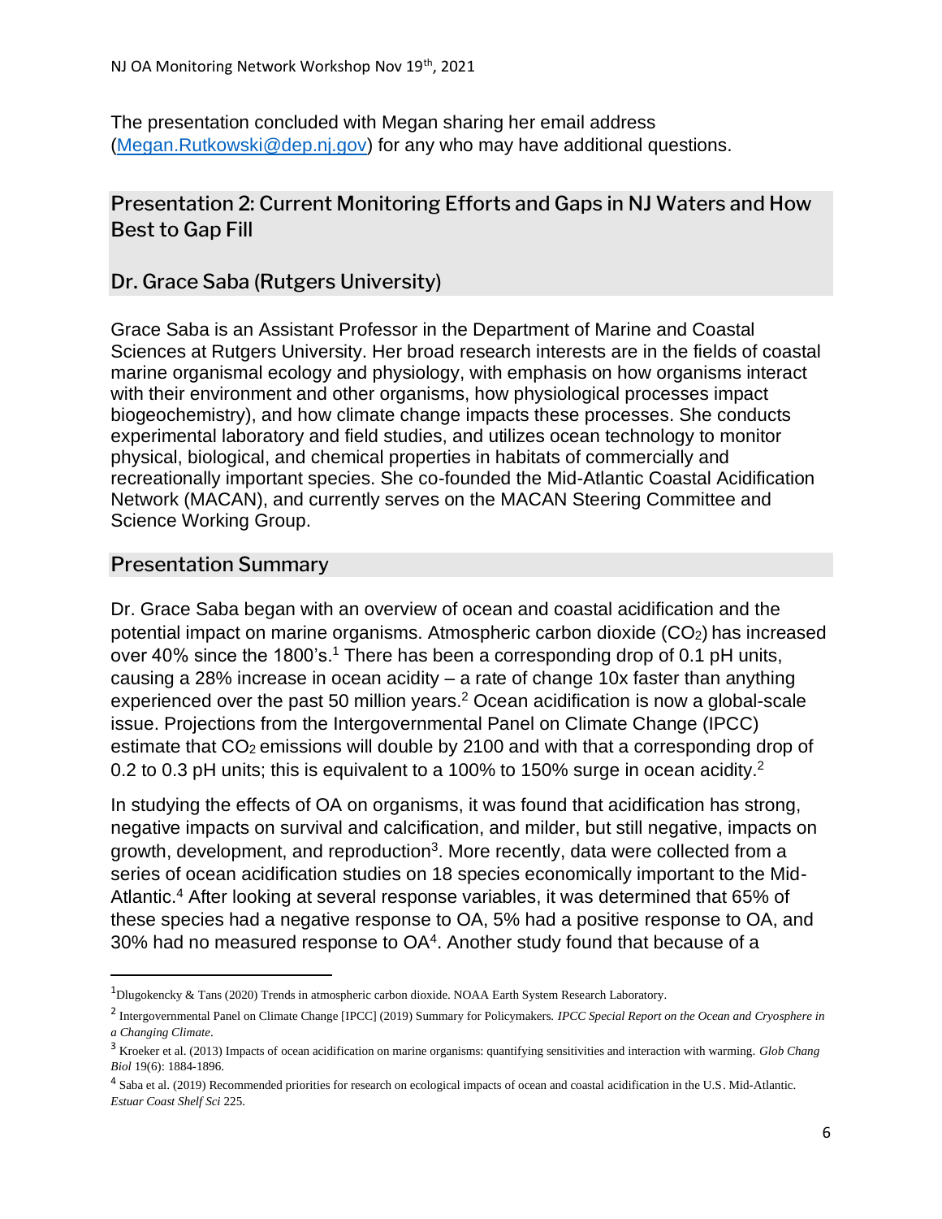The presentation concluded with Megan sharing her email address ([Megan.Rutkowski@dep.nj.gov](mailto:Megan.Rutkowski@dep.nj.gov)) for any who may have additional questions.

## Presentation 2: Current Monitoring Efforts and Gaps in NJ Waters and How Best to Gap Fill

## Dr. Grace Saba (Rutgers University)

Grace Saba is an Assistant Professor in the Department of Marine and Coastal Sciences at Rutgers University. Her broad research interests are in the fields of coastal marine organismal ecology and physiology, with emphasis on how organisms interact with their environment and other organisms, how physiological processes impact biogeochemistry), and how climate change impacts these processes. She conducts experimental laboratory and field studies, and utilizes ocean technology to monitor physical, biological, and chemical properties in habitats of commercially and recreationally important species. She co-founded the Mid-Atlantic Coastal Acidification Network (MACAN), and currently serves on the MACAN Steering Committee and Science Working Group.

### Presentation Summary

Dr. Grace Saba began with an overview of ocean and coastal acidification and the potential impact on marine organisms. Atmospheric carbon dioxide ($CO_2$) has increased over 40% since the 1800's.[1] There has been a corresponding drop of 0.1 pH units, causing a 28% increase in ocean acidity – a rate of change 10x faster than anything experienced over the past 50 million years.[2] Ocean acidification is now a global-scale issue. Projections from the Intergovernmental Panel on Climate Change (IPCC) estimate that $CO_2$ emissions will double by 2100 and with that a corresponding drop of 0.2 to 0.3 pH units; this is equivalent to a 100% to 150% surge in ocean acidity.[2]

In studying the effects of OA on organisms, it was found that acidification has strong, negative impacts on survival and calcification, and milder, but still negative, impacts on growth, development, and reproduction[3]. More recently, data were collected from a series of ocean acidification studies on 18 species economically important to the Mid-Atlantic.[4] After looking at several response variables, it was determined that 65% of these species had a negative response to OA, 5% had a positive response to OA, and 30% had no measured response to OA[4]. Another study found that because of a

---

[1] Dlugokencky & Tans (2020) Trends in atmospheric carbon dioxide. NOAA Earth System Research Laboratory.

[2] Intergovernmental Panel on Climate Change [IPCC] (2019) Summary for Policymakers. *IPCC Special Report on the Ocean and Cryosphere in a Changing Climate*.

[3] Kroeker et al. (2013) Impacts of ocean acidification on marine organisms: quantifying sensitivities and interaction with warming. *Glob Chang Biol* 19(6): 1884-1896.

[4] Saba et al. (2019) Recommended priorities for research on ecological impacts of ocean and coastal acidification in the U.S. Mid-Atlantic. *Estuar Coast Shelf Sci* 225.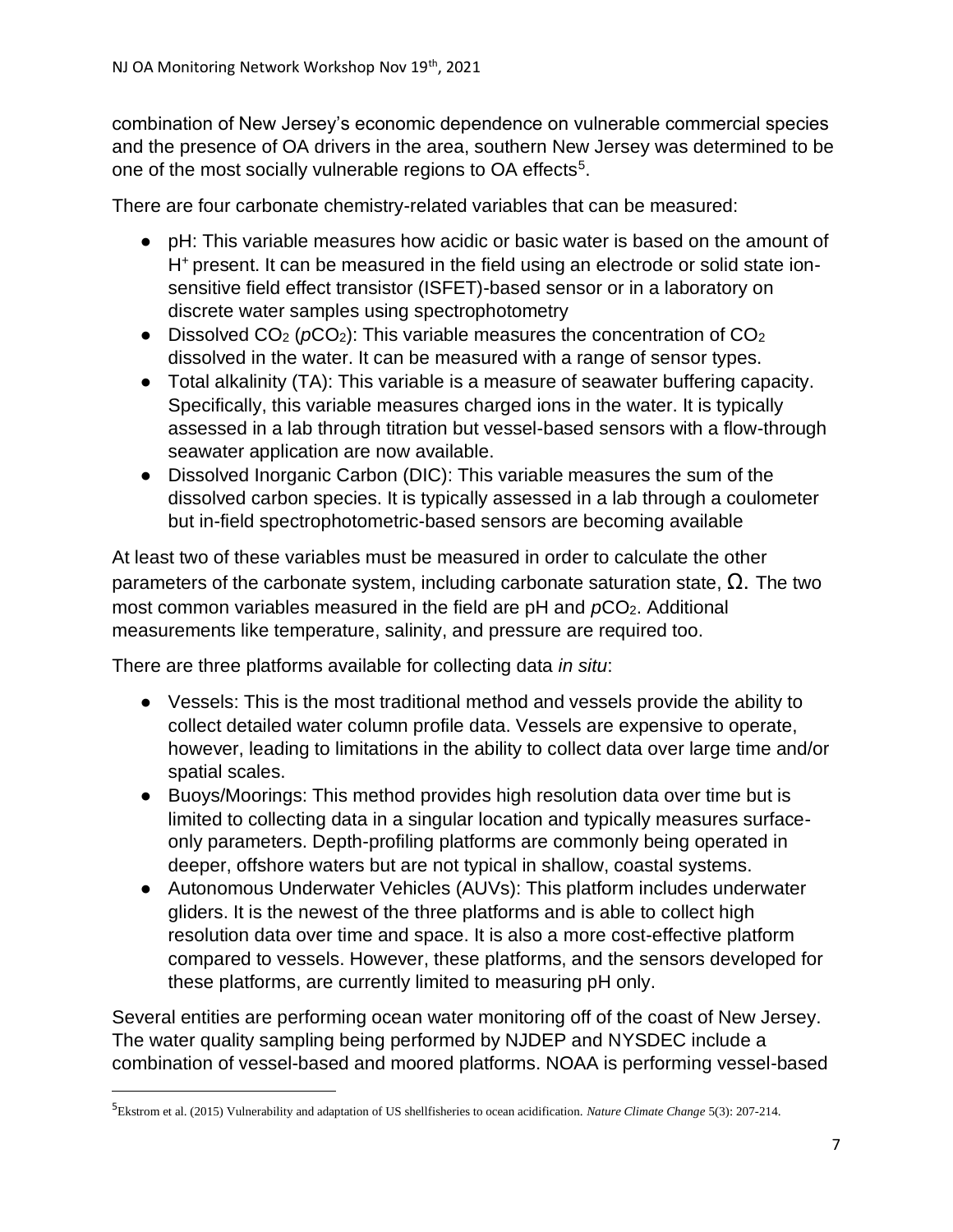combination of New Jersey's economic dependence on vulnerable commercial species and the presence of OA drivers in the area, southern New Jersey was determined to be one of the most socially vulnerable regions to OA effects[5].

There are four carbonate chemistry-related variables that can be measured:

- pH: This variable measures how acidic or basic water is based on the amount of $H^+$ present. It can be measured in the field using an electrode or solid state ion-sensitive field effect transistor (ISFET)-based sensor or in a laboratory on discrete water samples using spectrophotometry
- Dissolved $CO_2$ ($pCO_2$): This variable measures the concentration of $CO_2$ dissolved in the water. It can be measured with a range of sensor types.
- Total alkalinity (TA): This variable is a measure of seawater buffering capacity. Specifically, this variable measures charged ions in the water. It is typically assessed in a lab through titration but vessel-based sensors with a flow-through seawater application are now available.
- Dissolved Inorganic Carbon (DIC): This variable measures the sum of the dissolved carbon species. It is typically assessed in a lab through a coulometer but in-field spectrophotometric-based sensors are becoming available

At least two of these variables must be measured in order to calculate the other parameters of the carbonate system, including carbonate saturation state, $\Omega$. The two most common variables measured in the field are pH and $pCO_2$. Additional measurements like temperature, salinity, and pressure are required too.

There are three platforms available for collecting data *in situ*:

- Vessels: This is the most traditional method and vessels provide the ability to collect detailed water column profile data. Vessels are expensive to operate, however, leading to limitations in the ability to collect data over large time and/or spatial scales.
- Buoys/Moorings: This method provides high resolution data over time but is limited to collecting data in a singular location and typically measures surface-only parameters. Depth-profiling platforms are commonly being operated in deeper, offshore waters but are not typical in shallow, coastal systems.
- Autonomous Underwater Vehicles (AUVs): This platform includes underwater gliders. It is the newest of the three platforms and is able to collect high resolution data over time and space. It is also a more cost-effective platform compared to vessels. However, these platforms, and the sensors developed for these platforms, are currently limited to measuring pH only.

Several entities are performing ocean water monitoring off of the coast of New Jersey. The water quality sampling being performed by NJDEP and NYSDEC include a combination of vessel-based and moored platforms. NOAA is performing vessel-based

[5] Ekstrom et al. (2015) Vulnerability and adaptation of US shellfisheries to ocean acidification. *Nature Climate Change* 5(3): 207-214.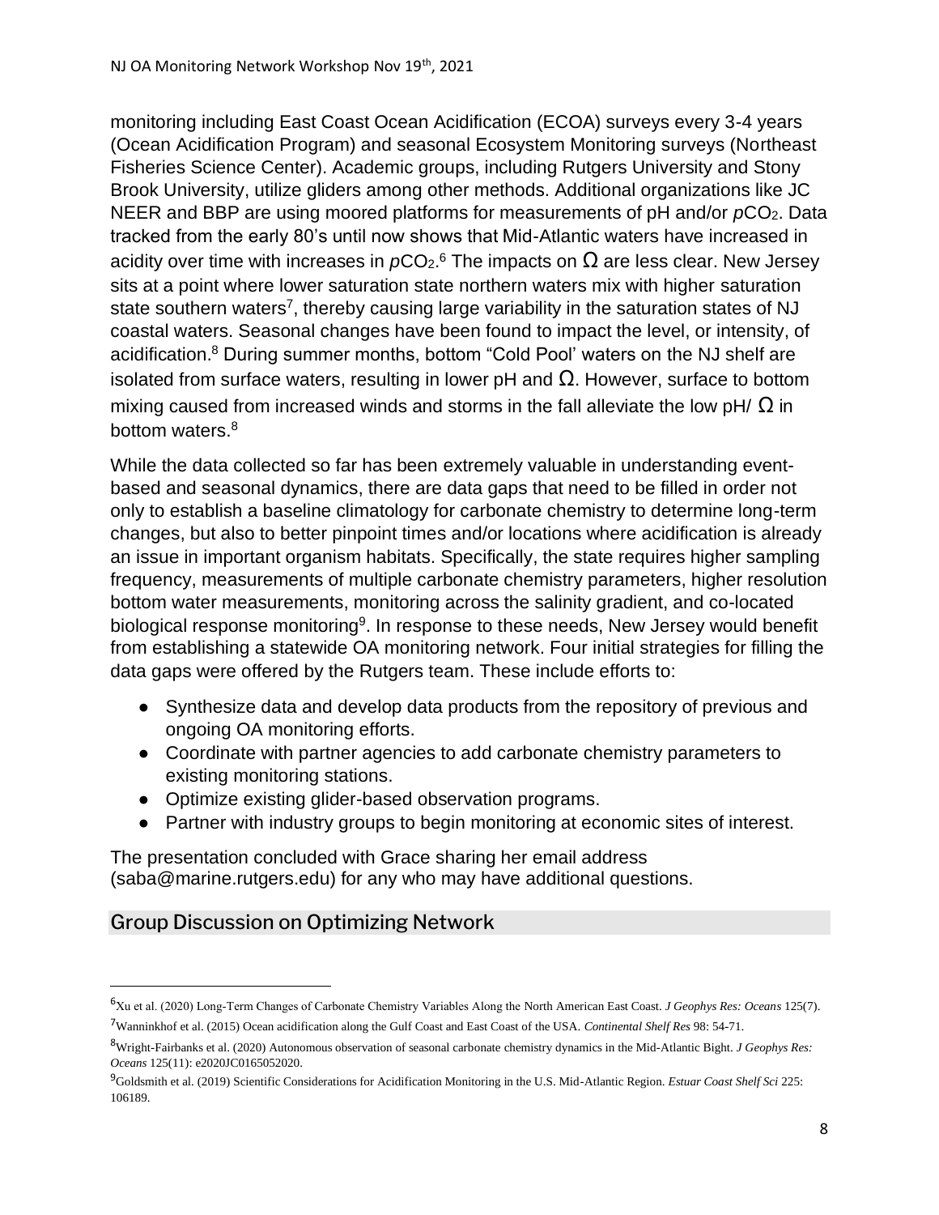monitoring including East Coast Ocean Acidification (ECOA) surveys every 3-4 years (Ocean Acidification Program) and seasonal Ecosystem Monitoring surveys (Northeast Fisheries Science Center). Academic groups, including Rutgers University and Stony Brook University, utilize gliders among other methods. Additional organizations like JC NEER and BBP are using moored platforms for measurements of pH and/or $pCO_2$. Data tracked from the early 80's until now shows that Mid-Atlantic waters have increased in acidity over time with increases in $pCO_2$.[6] The impacts on $\Omega$ are less clear. New Jersey sits at a point where lower saturation state northern waters mix with higher saturation state southern waters[7], thereby causing large variability in the saturation states of NJ coastal waters. Seasonal changes have been found to impact the level, or intensity, of acidification.[8] During summer months, bottom "Cold Pool' waters on the NJ shelf are isolated from surface waters, resulting in lower pH and $\Omega$. However, surface to bottom mixing caused from increased winds and storms in the fall alleviate the low pH/ $\Omega$ in bottom waters.[8]

While the data collected so far has been extremely valuable in understanding event-based and seasonal dynamics, there are data gaps that need to be filled in order not only to establish a baseline climatology for carbonate chemistry to determine long-term changes, but also to better pinpoint times and/or locations where acidification is already an issue in important organism habitats. Specifically, the state requires higher sampling frequency, measurements of multiple carbonate chemistry parameters, higher resolution bottom water measurements, monitoring across the salinity gradient, and co-located biological response monitoring[9]. In response to these needs, New Jersey would benefit from establishing a statewide OA monitoring network. Four initial strategies for filling the data gaps were offered by the Rutgers team. These include efforts to:

- Synthesize data and develop data products from the repository of previous and ongoing OA monitoring efforts.
- Coordinate with partner agencies to add carbonate chemistry parameters to existing monitoring stations.
- Optimize existing glider-based observation programs.
- Partner with industry groups to begin monitoring at economic sites of interest.

The presentation concluded with Grace sharing her email address (saba@marine.rutgers.edu) for any who may have additional questions.

## Group Discussion on Optimizing Network

---

[6] Xu et al. (2020) Long-Term Changes of Carbonate Chemistry Variables Along the North American East Coast. *J Geophys Res: Oceans* 125(7).

[7] Wanninkhof et al. (2015) Ocean acidification along the Gulf Coast and East Coast of the USA. *Continental Shelf Res* 98: 54-71.

[8] Wright-Fairbanks et al. (2020) Autonomous observation of seasonal carbonate chemistry dynamics in the Mid-Atlantic Bight. *J Geophys Res: Oceans* 125(11): e2020JC0165052020.

[9] Goldsmith et al. (2019) Scientific Considerations for Acidification Monitoring in the U.S. Mid-Atlantic Region. *Estuar Coast Shelf Sci* 225: 106189.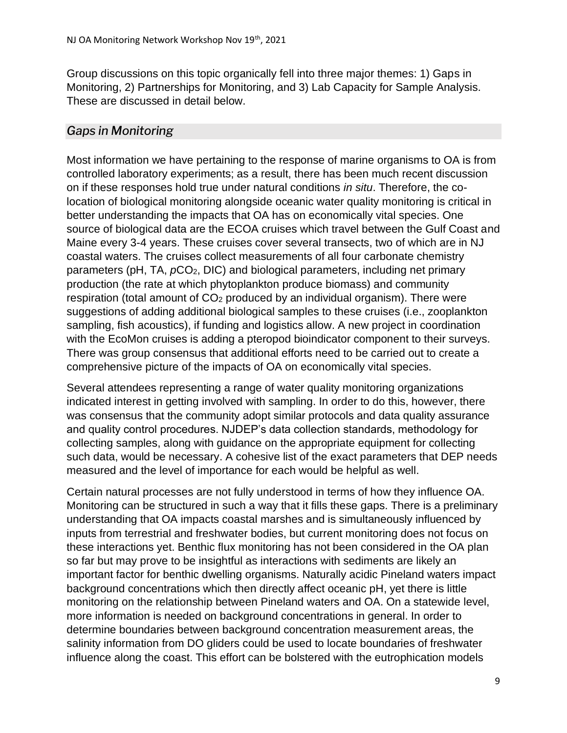Group discussions on this topic organically fell into three major themes: 1) Gaps in Monitoring, 2) Partnerships for Monitoring, and 3) Lab Capacity for Sample Analysis. These are discussed in detail below.

## *Gaps in Monitoring*

Most information we have pertaining to the response of marine organisms to OA is from controlled laboratory experiments; as a result, there has been much recent discussion on if these responses hold true under natural conditions *in situ*. Therefore, the co-location of biological monitoring alongside oceanic water quality monitoring is critical in better understanding the impacts that OA has on economically vital species. One source of biological data are the ECOA cruises which travel between the Gulf Coast and Maine every 3-4 years. These cruises cover several transects, two of which are in NJ coastal waters. The cruises collect measurements of all four carbonate chemistry parameters (pH, TA, $pCO_2$, DIC) and biological parameters, including net primary production (the rate at which phytoplankton produce biomass) and community respiration (total amount of $CO_2$ produced by an individual organism). There were suggestions of adding additional biological samples to these cruises (i.e., zooplankton sampling, fish acoustics), if funding and logistics allow. A new project in coordination with the EcoMon cruises is adding a pteropod bioindicator component to their surveys. There was group consensus that additional efforts need to be carried out to create a comprehensive picture of the impacts of OA on economically vital species.

Several attendees representing a range of water quality monitoring organizations indicated interest in getting involved with sampling. In order to do this, however, there was consensus that the community adopt similar protocols and data quality assurance and quality control procedures. NJDEP's data collection standards, methodology for collecting samples, along with guidance on the appropriate equipment for collecting such data, would be necessary. A cohesive list of the exact parameters that DEP needs measured and the level of importance for each would be helpful as well.

Certain natural processes are not fully understood in terms of how they influence OA. Monitoring can be structured in such a way that it fills these gaps. There is a preliminary understanding that OA impacts coastal marshes and is simultaneously influenced by inputs from terrestrial and freshwater bodies, but current monitoring does not focus on these interactions yet. Benthic flux monitoring has not been considered in the OA plan so far but may prove to be insightful as interactions with sediments are likely an important factor for benthic dwelling organisms. Naturally acidic Pineland waters impact background concentrations which then directly affect oceanic pH, yet there is little monitoring on the relationship between Pineland waters and OA. On a statewide level, more information is needed on background concentrations in general. In order to determine boundaries between background concentration measurement areas, the salinity information from DO gliders could be used to locate boundaries of freshwater influence along the coast. This effort can be bolstered with the eutrophication models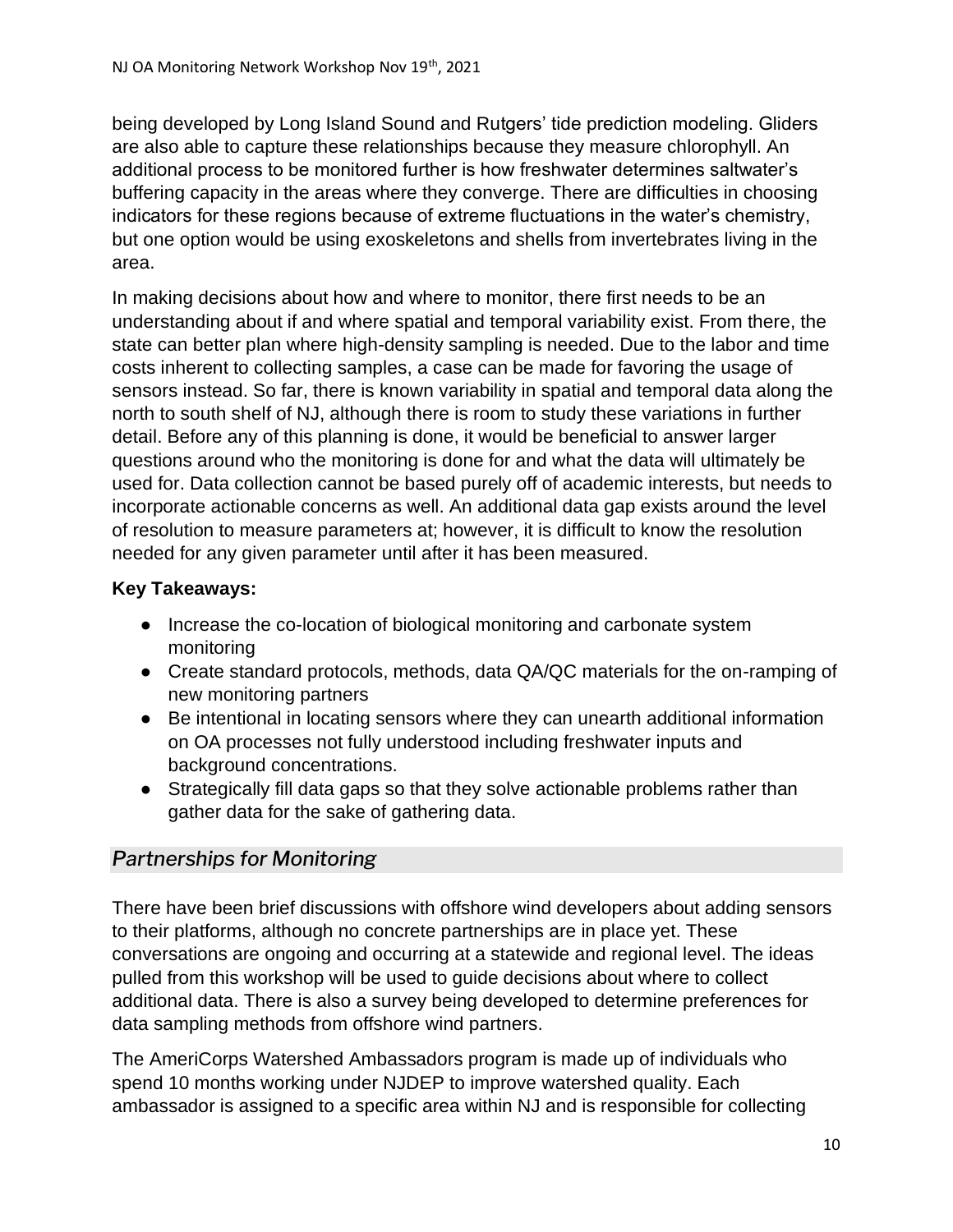being developed by Long Island Sound and Rutgers' tide prediction modeling. Gliders are also able to capture these relationships because they measure chlorophyll. An additional process to be monitored further is how freshwater determines saltwater's buffering capacity in the areas where they converge. There are difficulties in choosing indicators for these regions because of extreme fluctuations in the water's chemistry, but one option would be using exoskeletons and shells from invertebrates living in the area.

In making decisions about how and where to monitor, there first needs to be an understanding about if and where spatial and temporal variability exist. From there, the state can better plan where high-density sampling is needed. Due to the labor and time costs inherent to collecting samples, a case can be made for favoring the usage of sensors instead. So far, there is known variability in spatial and temporal data along the north to south shelf of NJ, although there is room to study these variations in further detail. Before any of this planning is done, it would be beneficial to answer larger questions around who the monitoring is done for and what the data will ultimately be used for. Data collection cannot be based purely off of academic interests, but needs to incorporate actionable concerns as well. An additional data gap exists around the level of resolution to measure parameters at; however, it is difficult to know the resolution needed for any given parameter until after it has been measured.

**Key Takeaways:**

- Increase the co-location of biological monitoring and carbonate system monitoring
- Create standard protocols, methods, data QA/QC materials for the on-ramping of new monitoring partners
- Be intentional in locating sensors where they can unearth additional information on OA processes not fully understood including freshwater inputs and background concentrations.
- Strategically fill data gaps so that they solve actionable problems rather than gather data for the sake of gathering data.

## *Partnerships for Monitoring*

There have been brief discussions with offshore wind developers about adding sensors to their platforms, although no concrete partnerships are in place yet. These conversations are ongoing and occurring at a statewide and regional level. The ideas pulled from this workshop will be used to guide decisions about where to collect additional data. There is also a survey being developed to determine preferences for data sampling methods from offshore wind partners.

The AmeriCorps Watershed Ambassadors program is made up of individuals who spend 10 months working under NJDEP to improve watershed quality. Each ambassador is assigned to a specific area within NJ and is responsible for collecting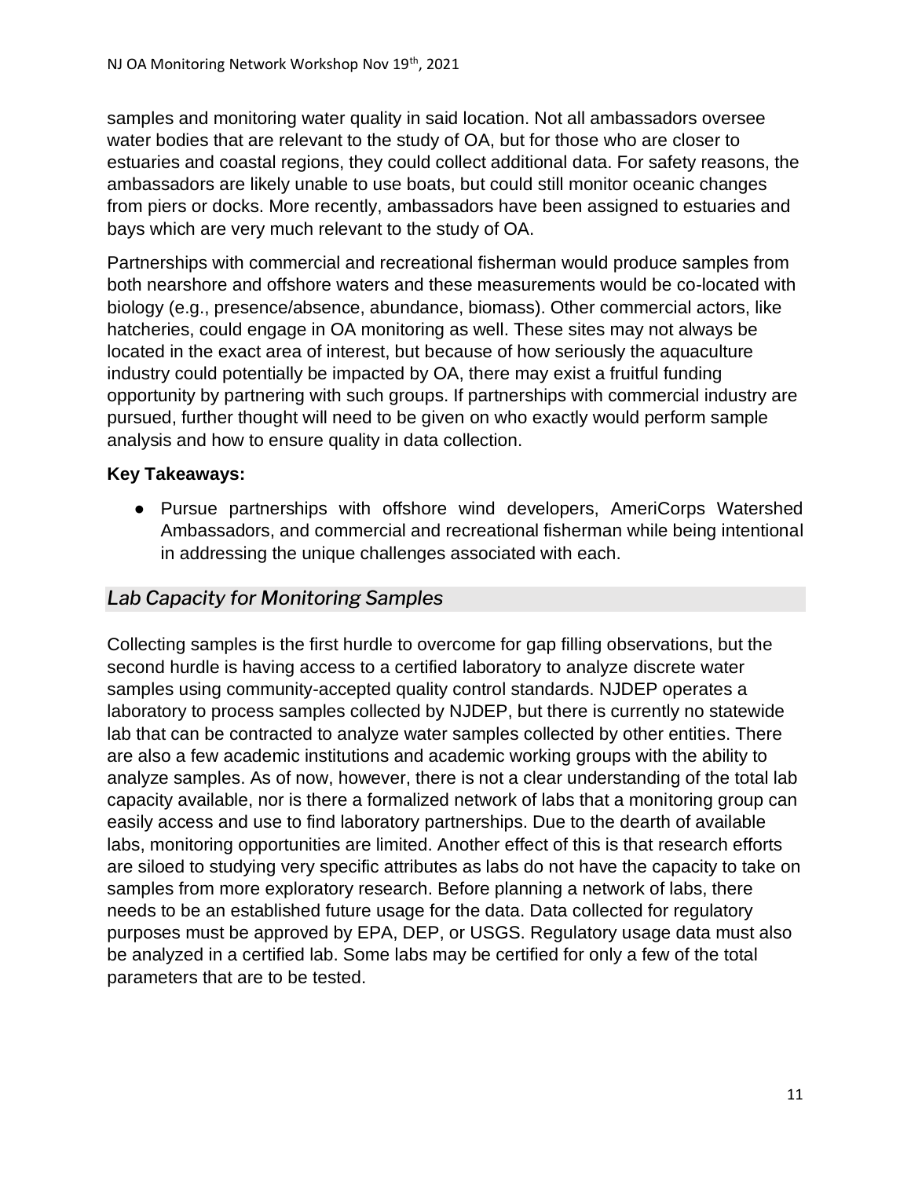samples and monitoring water quality in said location. Not all ambassadors oversee water bodies that are relevant to the study of OA, but for those who are closer to estuaries and coastal regions, they could collect additional data. For safety reasons, the ambassadors are likely unable to use boats, but could still monitor oceanic changes from piers or docks. More recently, ambassadors have been assigned to estuaries and bays which are very much relevant to the study of OA.

Partnerships with commercial and recreational fisherman would produce samples from both nearshore and offshore waters and these measurements would be co-located with biology (e.g., presence/absence, abundance, biomass). Other commercial actors, like hatcheries, could engage in OA monitoring as well. These sites may not always be located in the exact area of interest, but because of how seriously the aquaculture industry could potentially be impacted by OA, there may exist a fruitful funding opportunity by partnering with such groups. If partnerships with commercial industry are pursued, further thought will need to be given on who exactly would perform sample analysis and how to ensure quality in data collection.

**Key Takeaways:**

- Pursue partnerships with offshore wind developers, AmeriCorps Watershed Ambassadors, and commercial and recreational fisherman while being intentional in addressing the unique challenges associated with each.

## *Lab Capacity for Monitoring Samples*

Collecting samples is the first hurdle to overcome for gap filling observations, but the second hurdle is having access to a certified laboratory to analyze discrete water samples using community-accepted quality control standards. NJDEP operates a laboratory to process samples collected by NJDEP, but there is currently no statewide lab that can be contracted to analyze water samples collected by other entities. There are also a few academic institutions and academic working groups with the ability to analyze samples. As of now, however, there is not a clear understanding of the total lab capacity available, nor is there a formalized network of labs that a monitoring group can easily access and use to find laboratory partnerships. Due to the dearth of available labs, monitoring opportunities are limited. Another effect of this is that research efforts are siloed to studying very specific attributes as labs do not have the capacity to take on samples from more exploratory research. Before planning a network of labs, there needs to be an established future usage for the data. Data collected for regulatory purposes must be approved by EPA, DEP, or USGS. Regulatory usage data must also be analyzed in a certified lab. Some labs may be certified for only a few of the total parameters that are to be tested.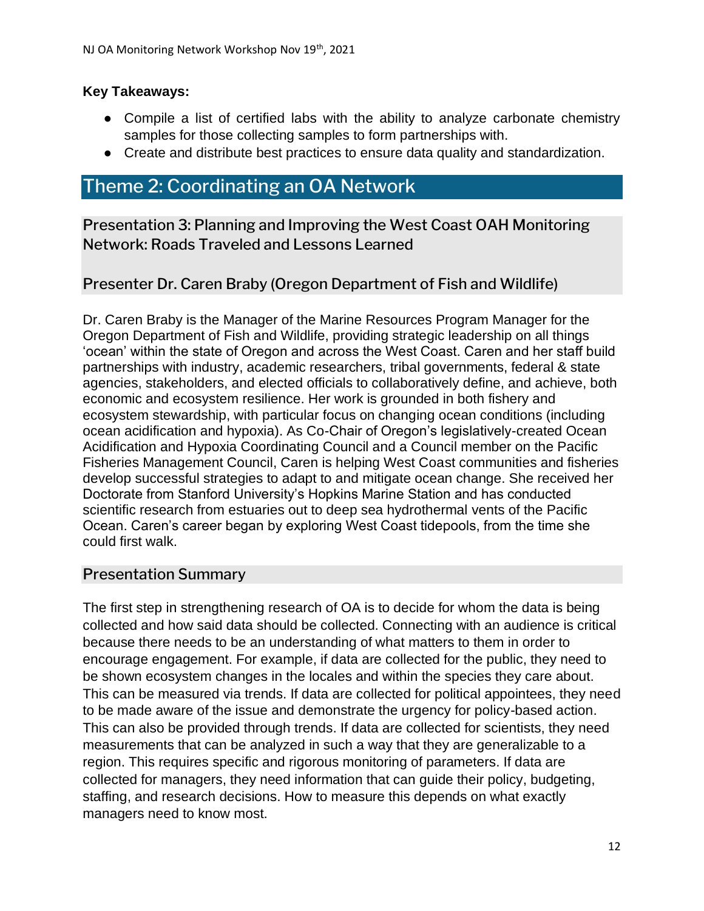**Key Takeaways:**

- Compile a list of certified labs with the ability to analyze carbonate chemistry samples for those collecting samples to form partnerships with.
- Create and distribute best practices to ensure data quality and standardization.

# Theme 2: Coordinating an OA Network

## Presentation 3: Planning and Improving the West Coast OAH Monitoring Network: Roads Traveled and Lessons Learned

## Presenter Dr. Caren Braby (Oregon Department of Fish and Wildlife)

Dr. Caren Braby is the Manager of the Marine Resources Program Manager for the Oregon Department of Fish and Wildlife, providing strategic leadership on all things 'ocean' within the state of Oregon and across the West Coast. Caren and her staff build partnerships with industry, academic researchers, tribal governments, federal & state agencies, stakeholders, and elected officials to collaboratively define, and achieve, both economic and ecosystem resilience. Her work is grounded in both fishery and ecosystem stewardship, with particular focus on changing ocean conditions (including ocean acidification and hypoxia). As Co-Chair of Oregon's legislatively-created Ocean Acidification and Hypoxia Coordinating Council and a Council member on the Pacific Fisheries Management Council, Caren is helping West Coast communities and fisheries develop successful strategies to adapt to and mitigate ocean change. She received her Doctorate from Stanford University's Hopkins Marine Station and has conducted scientific research from estuaries out to deep sea hydrothermal vents of the Pacific Ocean. Caren's career began by exploring West Coast tidepools, from the time she could first walk.

## Presentation Summary

The first step in strengthening research of OA is to decide for whom the data is being collected and how said data should be collected. Connecting with an audience is critical because there needs to be an understanding of what matters to them in order to encourage engagement. For example, if data are collected for the public, they need to be shown ecosystem changes in the locales and within the species they care about. This can be measured via trends. If data are collected for political appointees, they need to be made aware of the issue and demonstrate the urgency for policy-based action. This can also be provided through trends. If data are collected for scientists, they need measurements that can be analyzed in such a way that they are generalizable to a region. This requires specific and rigorous monitoring of parameters. If data are collected for managers, they need information that can guide their policy, budgeting, staffing, and research decisions. How to measure this depends on what exactly managers need to know most.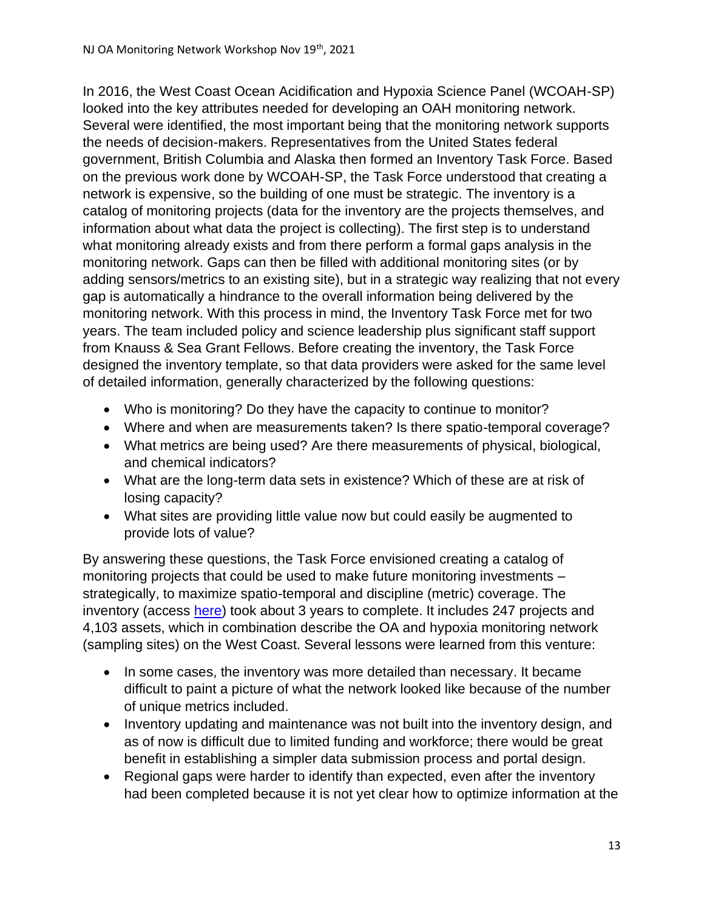In 2016, the West Coast Ocean Acidification and Hypoxia Science Panel (WCOAH-SP) looked into the key attributes needed for developing an OAH monitoring network. Several were identified, the most important being that the monitoring network supports the needs of decision-makers. Representatives from the United States federal government, British Columbia and Alaska then formed an Inventory Task Force. Based on the previous work done by WCOAH-SP, the Task Force understood that creating a network is expensive, so the building of one must be strategic. The inventory is a catalog of monitoring projects (data for the inventory are the projects themselves, and information about what data the project is collecting). The first step is to understand what monitoring already exists and from there perform a formal gaps analysis in the monitoring network. Gaps can then be filled with additional monitoring sites (or by adding sensors/metrics to an existing site), but in a strategic way realizing that not every gap is automatically a hindrance to the overall information being delivered by the monitoring network. With this process in mind, the Inventory Task Force met for two years. The team included policy and science leadership plus significant staff support from Knauss & Sea Grant Fellows. Before creating the inventory, the Task Force designed the inventory template, so that data providers were asked for the same level of detailed information, generally characterized by the following questions:

- Who is monitoring? Do they have the capacity to continue to monitor?
- Where and when are measurements taken? Is there spatio-temporal coverage?
- What metrics are being used? Are there measurements of physical, biological, and chemical indicators?
- What are the long-term data sets in existence? Which of these are at risk of losing capacity?
- What sites are providing little value now but could easily be augmented to provide lots of value?

By answering these questions, the Task Force envisioned creating a catalog of monitoring projects that could be used to make future monitoring investments – strategically, to maximize spatio-temporal and discipline (metric) coverage. The inventory (access here) took about 3 years to complete. It includes 247 projects and 4,103 assets, which in combination describe the OA and hypoxia monitoring network (sampling sites) on the West Coast. Several lessons were learned from this venture:

- In some cases, the inventory was more detailed than necessary. It became difficult to paint a picture of what the network looked like because of the number of unique metrics included.
- Inventory updating and maintenance was not built into the inventory design, and as of now is difficult due to limited funding and workforce; there would be great benefit in establishing a simpler data submission process and portal design.
- Regional gaps were harder to identify than expected, even after the inventory had been completed because it is not yet clear how to optimize information at the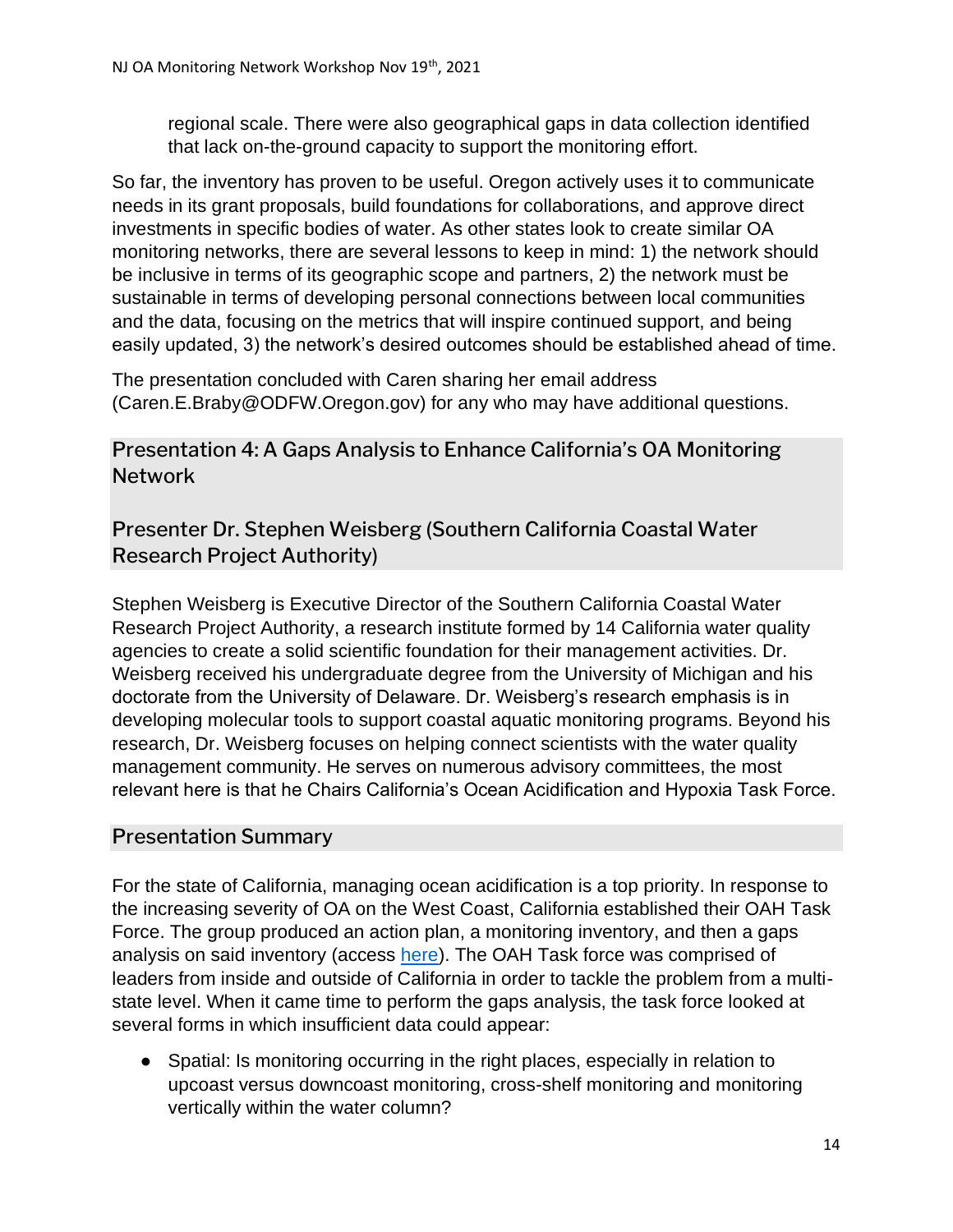regional scale. There were also geographical gaps in data collection identified that lack on-the-ground capacity to support the monitoring effort.

So far, the inventory has proven to be useful. Oregon actively uses it to communicate needs in its grant proposals, build foundations for collaborations, and approve direct investments in specific bodies of water. As other states look to create similar OA monitoring networks, there are several lessons to keep in mind: 1) the network should be inclusive in terms of its geographic scope and partners, 2) the network must be sustainable in terms of developing personal connections between local communities and the data, focusing on the metrics that will inspire continued support, and being easily updated, 3) the network's desired outcomes should be established ahead of time.

The presentation concluded with Caren sharing her email address (Caren.E.Braby@ODFW.Oregon.gov) for any who may have additional questions.

## Presentation 4: A Gaps Analysis to Enhance California's OA Monitoring Network

## Presenter Dr. Stephen Weisberg (Southern California Coastal Water Research Project Authority)

Stephen Weisberg is Executive Director of the Southern California Coastal Water Research Project Authority, a research institute formed by 14 California water quality agencies to create a solid scientific foundation for their management activities. Dr. Weisberg received his undergraduate degree from the University of Michigan and his doctorate from the University of Delaware. Dr. Weisberg's research emphasis is in developing molecular tools to support coastal aquatic monitoring programs. Beyond his research, Dr. Weisberg focuses on helping connect scientists with the water quality management community. He serves on numerous advisory committees, the most relevant here is that he Chairs California's Ocean Acidification and Hypoxia Task Force.

## Presentation Summary

For the state of California, managing ocean acidification is a top priority. In response to the increasing severity of OA on the West Coast, California established their OAH Task Force. The group produced an action plan, a monitoring inventory, and then a gaps analysis on said inventory (access here). The OAH Task force was comprised of leaders from inside and outside of California in order to tackle the problem from a multi-state level. When it came time to perform the gaps analysis, the task force looked at several forms in which insufficient data could appear:

- Spatial: Is monitoring occurring in the right places, especially in relation to upcoast versus downcoast monitoring, cross-shelf monitoring and monitoring vertically within the water column?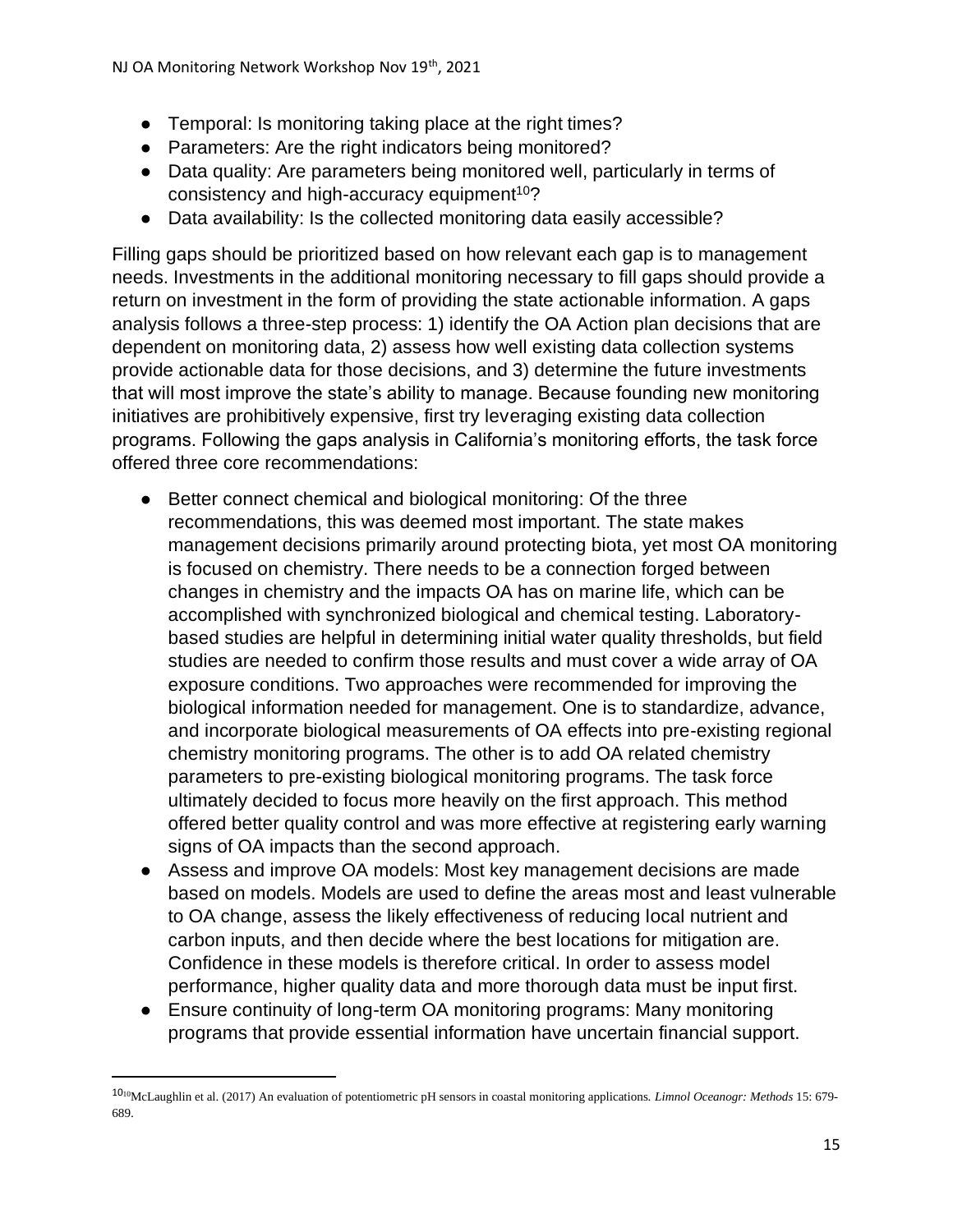- Temporal: Is monitoring taking place at the right times?
- Parameters: Are the right indicators being monitored?
- Data quality: Are parameters being monitored well, particularly in terms of consistency and high-accuracy equipment[10]?
- Data availability: Is the collected monitoring data easily accessible?

Filling gaps should be prioritized based on how relevant each gap is to management needs. Investments in the additional monitoring necessary to fill gaps should provide a return on investment in the form of providing the state actionable information. A gaps analysis follows a three-step process: 1) identify the OA Action plan decisions that are dependent on monitoring data, 2) assess how well existing data collection systems provide actionable data for those decisions, and 3) determine the future investments that will most improve the state's ability to manage. Because founding new monitoring initiatives are prohibitively expensive, first try leveraging existing data collection programs. Following the gaps analysis in California's monitoring efforts, the task force offered three core recommendations:

- Better connect chemical and biological monitoring: Of the three recommendations, this was deemed most important. The state makes management decisions primarily around protecting biota, yet most OA monitoring is focused on chemistry. There needs to be a connection forged between changes in chemistry and the impacts OA has on marine life, which can be accomplished with synchronized biological and chemical testing. Laboratory-based studies are helpful in determining initial water quality thresholds, but field studies are needed to confirm those results and must cover a wide array of OA exposure conditions. Two approaches were recommended for improving the biological information needed for management. One is to standardize, advance, and incorporate biological measurements of OA effects into pre-existing regional chemistry monitoring programs. The other is to add OA related chemistry parameters to pre-existing biological monitoring programs. The task force ultimately decided to focus more heavily on the first approach. This method offered better quality control and was more effective at registering early warning signs of OA impacts than the second approach.
- Assess and improve OA models: Most key management decisions are made based on models. Models are used to define the areas most and least vulnerable to OA change, assess the likely effectiveness of reducing local nutrient and carbon inputs, and then decide where the best locations for mitigation are. Confidence in these models is therefore critical. In order to assess model performance, higher quality data and more thorough data must be input first.
- Ensure continuity of long-term OA monitoring programs: Many monitoring programs that provide essential information have uncertain financial support.

---

[10] McLaughlin et al. (2017) An evaluation of potentiometric pH sensors in coastal monitoring applications. *Limnol Oceanogr: Methods* 15: 679-689.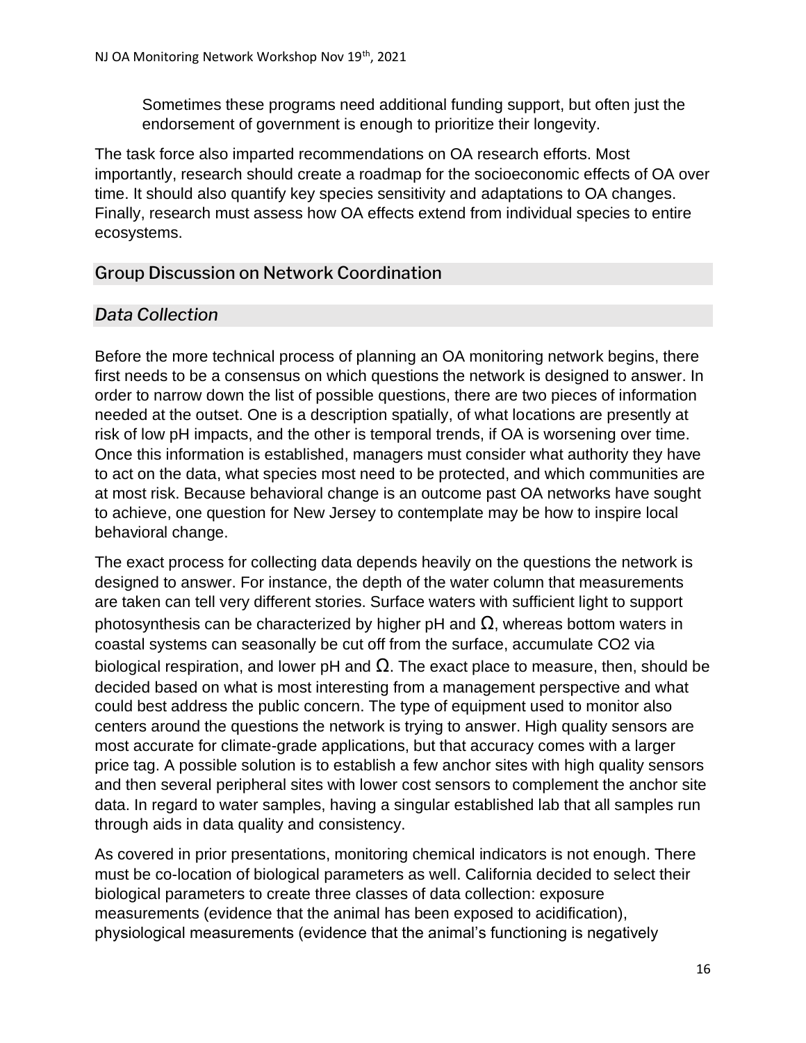Sometimes these programs need additional funding support, but often just the endorsement of government is enough to prioritize their longevity.

The task force also imparted recommendations on OA research efforts. Most importantly, research should create a roadmap for the socioeconomic effects of OA over time. It should also quantify key species sensitivity and adaptations to OA changes. Finally, research must assess how OA effects extend from individual species to entire ecosystems.

## Group Discussion on Network Coordination

### *Data Collection*

Before the more technical process of planning an OA monitoring network begins, there first needs to be a consensus on which questions the network is designed to answer. In order to narrow down the list of possible questions, there are two pieces of information needed at the outset. One is a description spatially, of what locations are presently at risk of low pH impacts, and the other is temporal trends, if OA is worsening over time. Once this information is established, managers must consider what authority they have to act on the data, what species most need to be protected, and which communities are at most risk. Because behavioral change is an outcome past OA networks have sought to achieve, one question for New Jersey to contemplate may be how to inspire local behavioral change.

The exact process for collecting data depends heavily on the questions the network is designed to answer. For instance, the depth of the water column that measurements are taken can tell very different stories. Surface waters with sufficient light to support photosynthesis can be characterized by higher pH and $\Omega$, whereas bottom waters in coastal systems can seasonally be cut off from the surface, accumulate $CO_2$ via biological respiration, and lower pH and $\Omega$. The exact place to measure, then, should be decided based on what is most interesting from a management perspective and what could best address the public concern. The type of equipment used to monitor also centers around the questions the network is trying to answer. High quality sensors are most accurate for climate-grade applications, but that accuracy comes with a larger price tag. A possible solution is to establish a few anchor sites with high quality sensors and then several peripheral sites with lower cost sensors to complement the anchor site data. In regard to water samples, having a singular established lab that all samples run through aids in data quality and consistency.

As covered in prior presentations, monitoring chemical indicators is not enough. There must be co-location of biological parameters as well. California decided to select their biological parameters to create three classes of data collection: exposure measurements (evidence that the animal has been exposed to acidification), physiological measurements (evidence that the animal's functioning is negatively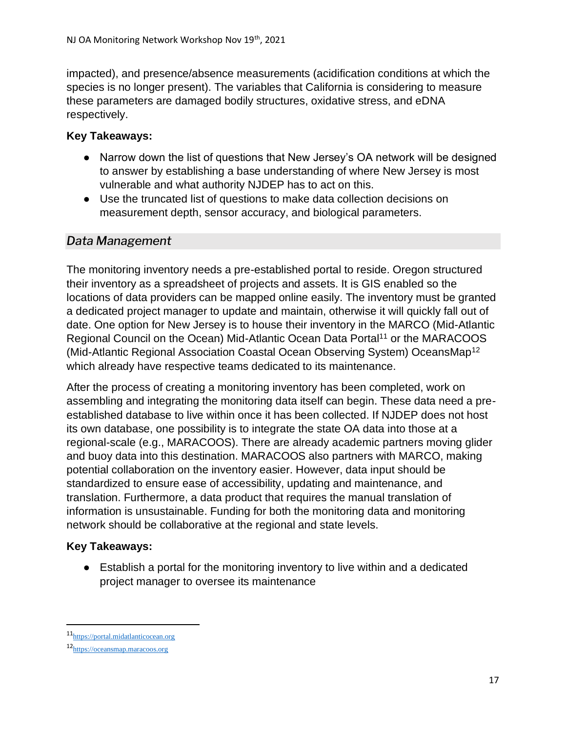impacted), and presence/absence measurements (acidification conditions at which the species is no longer present). The variables that California is considering to measure these parameters are damaged bodily structures, oxidative stress, and eDNA respectively.

**Key Takeaways:**

- Narrow down the list of questions that New Jersey's OA network will be designed to answer by establishing a base understanding of where New Jersey is most vulnerable and what authority NJDEP has to act on this.
- Use the truncated list of questions to make data collection decisions on measurement depth, sensor accuracy, and biological parameters.

## *Data Management*

The monitoring inventory needs a pre-established portal to reside. Oregon structured their inventory as a spreadsheet of projects and assets. It is GIS enabled so the locations of data providers can be mapped online easily. The inventory must be granted a dedicated project manager to update and maintain, otherwise it will quickly fall out of date. One option for New Jersey is to house their inventory in the MARCO (Mid-Atlantic Regional Council on the Ocean) Mid-Atlantic Ocean Data Portal[11] or the MARACOOS (Mid-Atlantic Regional Association Coastal Ocean Observing System) OceansMap[12] which already have respective teams dedicated to its maintenance.

After the process of creating a monitoring inventory has been completed, work on assembling and integrating the monitoring data itself can begin. These data need a pre-established database to live within once it has been collected. If NJDEP does not host its own database, one possibility is to integrate the state OA data into those at a regional-scale (e.g., MARACOOS). There are already academic partners moving glider and buoy data into this destination. MARACOOS also partners with MARCO, making potential collaboration on the inventory easier. However, data input should be standardized to ensure ease of accessibility, updating and maintenance, and translation. Furthermore, a data product that requires the manual translation of information is unsustainable. Funding for both the monitoring data and monitoring network should be collaborative at the regional and state levels.

**Key Takeaways:**

- Establish a portal for the monitoring inventory to live within and a dedicated project manager to oversee its maintenance

---

[11] https://portal.midatlanticocean.org

[12] https://oceansmap.maracoos.org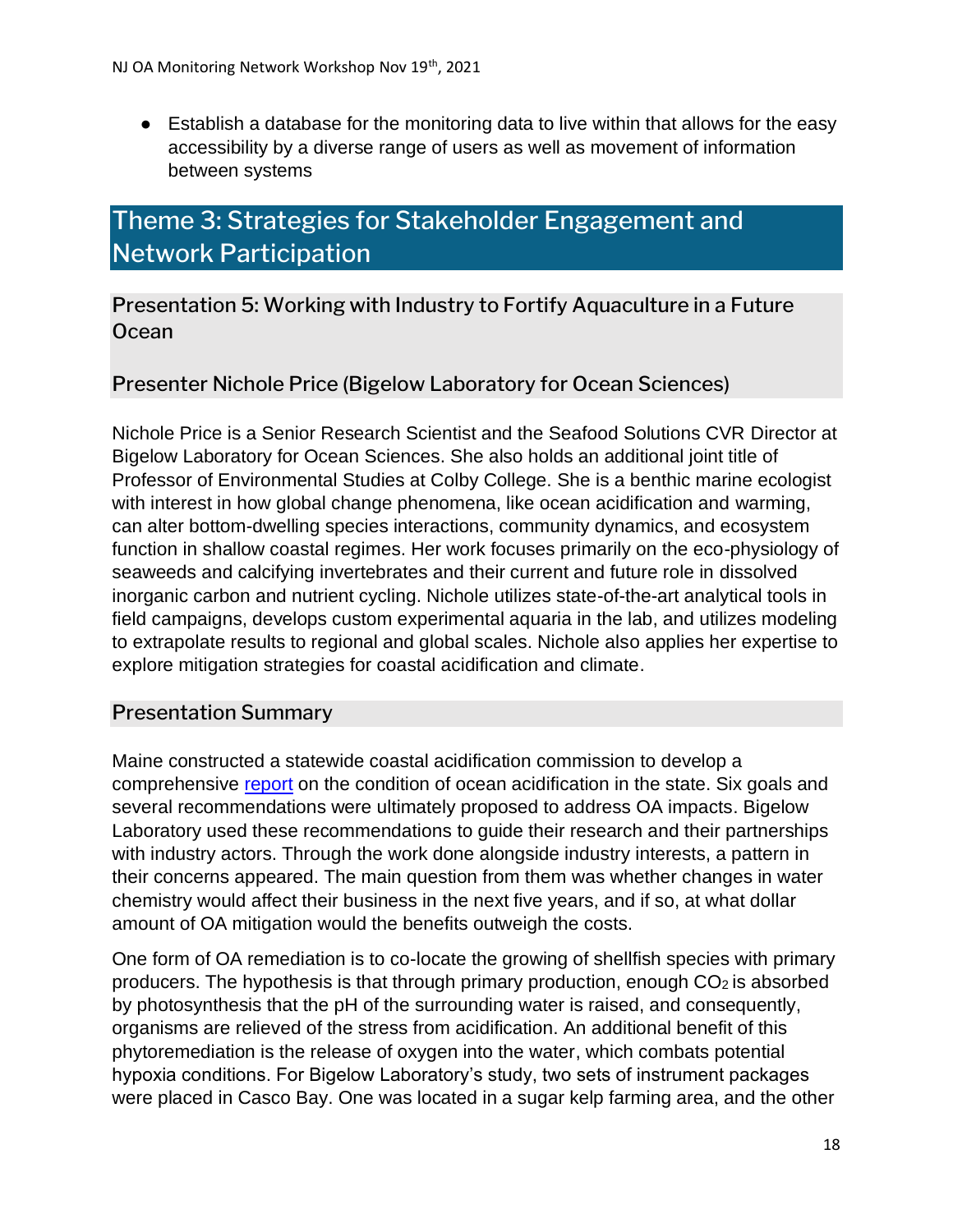- Establish a database for the monitoring data to live within that allows for the easy accessibility by a diverse range of users as well as movement of information between systems

# Theme 3: Strategies for Stakeholder Engagement and Network Participation

## Presentation 5: Working with Industry to Fortify Aquaculture in a Future Ocean

## Presenter Nichole Price (Bigelow Laboratory for Ocean Sciences)

Nichole Price is a Senior Research Scientist and the Seafood Solutions CVR Director at Bigelow Laboratory for Ocean Sciences. She also holds an additional joint title of Professor of Environmental Studies at Colby College. She is a benthic marine ecologist with interest in how global change phenomena, like ocean acidification and warming, can alter bottom-dwelling species interactions, community dynamics, and ecosystem function in shallow coastal regimes. Her work focuses primarily on the eco-physiology of seaweeds and calcifying invertebrates and their current and future role in dissolved inorganic carbon and nutrient cycling. Nichole utilizes state-of-the-art analytical tools in field campaigns, develops custom experimental aquaria in the lab, and utilizes modeling to extrapolate results to regional and global scales. Nichole also applies her expertise to explore mitigation strategies for coastal acidification and climate.

## Presentation Summary

Maine constructed a statewide coastal acidification commission to develop a comprehensive report on the condition of ocean acidification in the state. Six goals and several recommendations were ultimately proposed to address OA impacts. Bigelow Laboratory used these recommendations to guide their research and their partnerships with industry actors. Through the work done alongside industry interests, a pattern in their concerns appeared. The main question from them was whether changes in water chemistry would affect their business in the next five years, and if so, at what dollar amount of OA mitigation would the benefits outweigh the costs.

One form of OA remediation is to co-locate the growing of shellfish species with primary producers. The hypothesis is that through primary production, enough $CO_2$ is absorbed by photosynthesis that the pH of the surrounding water is raised, and consequently, organisms are relieved of the stress from acidification. An additional benefit of this phytoremediation is the release of oxygen into the water, which combats potential hypoxia conditions. For Bigelow Laboratory's study, two sets of instrument packages were placed in Casco Bay. One was located in a sugar kelp farming area, and the other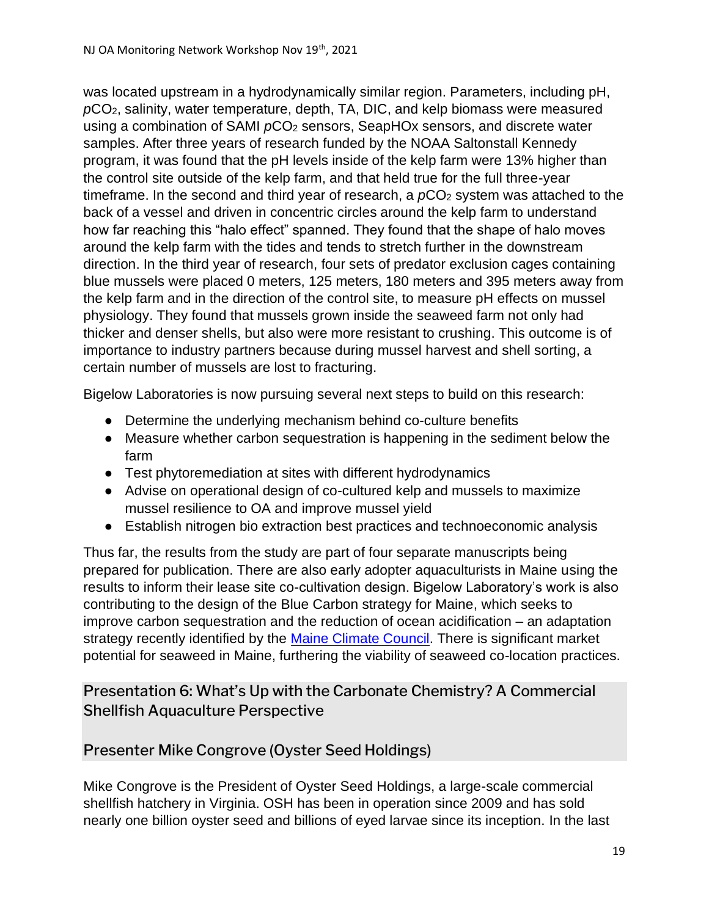was located upstream in a hydrodynamically similar region. Parameters, including pH, $pCO_2$, salinity, water temperature, depth, TA, DIC, and kelp biomass were measured using a combination of SAMI $pCO_2$ sensors, SeapHOx sensors, and discrete water samples. After three years of research funded by the NOAA Saltonstall Kennedy program, it was found that the pH levels inside of the kelp farm were 13% higher than the control site outside of the kelp farm, and that held true for the full three-year timeframe. In the second and third year of research, a $pCO_2$ system was attached to the back of a vessel and driven in concentric circles around the kelp farm to understand how far reaching this "halo effect" spanned. They found that the shape of halo moves around the kelp farm with the tides and tends to stretch further in the downstream direction. In the third year of research, four sets of predator exclusion cages containing blue mussels were placed 0 meters, 125 meters, 180 meters and 395 meters away from the kelp farm and in the direction of the control site, to measure pH effects on mussel physiology. They found that mussels grown inside the seaweed farm not only had thicker and denser shells, but also were more resistant to crushing. This outcome is of importance to industry partners because during mussel harvest and shell sorting, a certain number of mussels are lost to fracturing.

Bigelow Laboratories is now pursuing several next steps to build on this research:

- Determine the underlying mechanism behind co-culture benefits
- Measure whether carbon sequestration is happening in the sediment below the farm
- Test phytoremediation at sites with different hydrodynamics
- Advise on operational design of co-cultured kelp and mussels to maximize mussel resilience to OA and improve mussel yield
- Establish nitrogen bio extraction best practices and technoeconomic analysis

Thus far, the results from the study are part of four separate manuscripts being prepared for publication. There are also early adopter aquaculturists in Maine using the results to inform their lease site co-cultivation design. Bigelow Laboratory's work is also contributing to the design of the Blue Carbon strategy for Maine, which seeks to improve carbon sequestration and the reduction of ocean acidification – an adaptation strategy recently identified by the Maine Climate Council. There is significant market potential for seaweed in Maine, furthering the viability of seaweed co-location practices.

## Presentation 6: What's Up with the Carbonate Chemistry? A Commercial Shellfish Aquaculture Perspective

## Presenter Mike Congrove (Oyster Seed Holdings)

Mike Congrove is the President of Oyster Seed Holdings, a large-scale commercial shellfish hatchery in Virginia. OSH has been in operation since 2009 and has sold nearly one billion oyster seed and billions of eyed larvae since its inception. In the last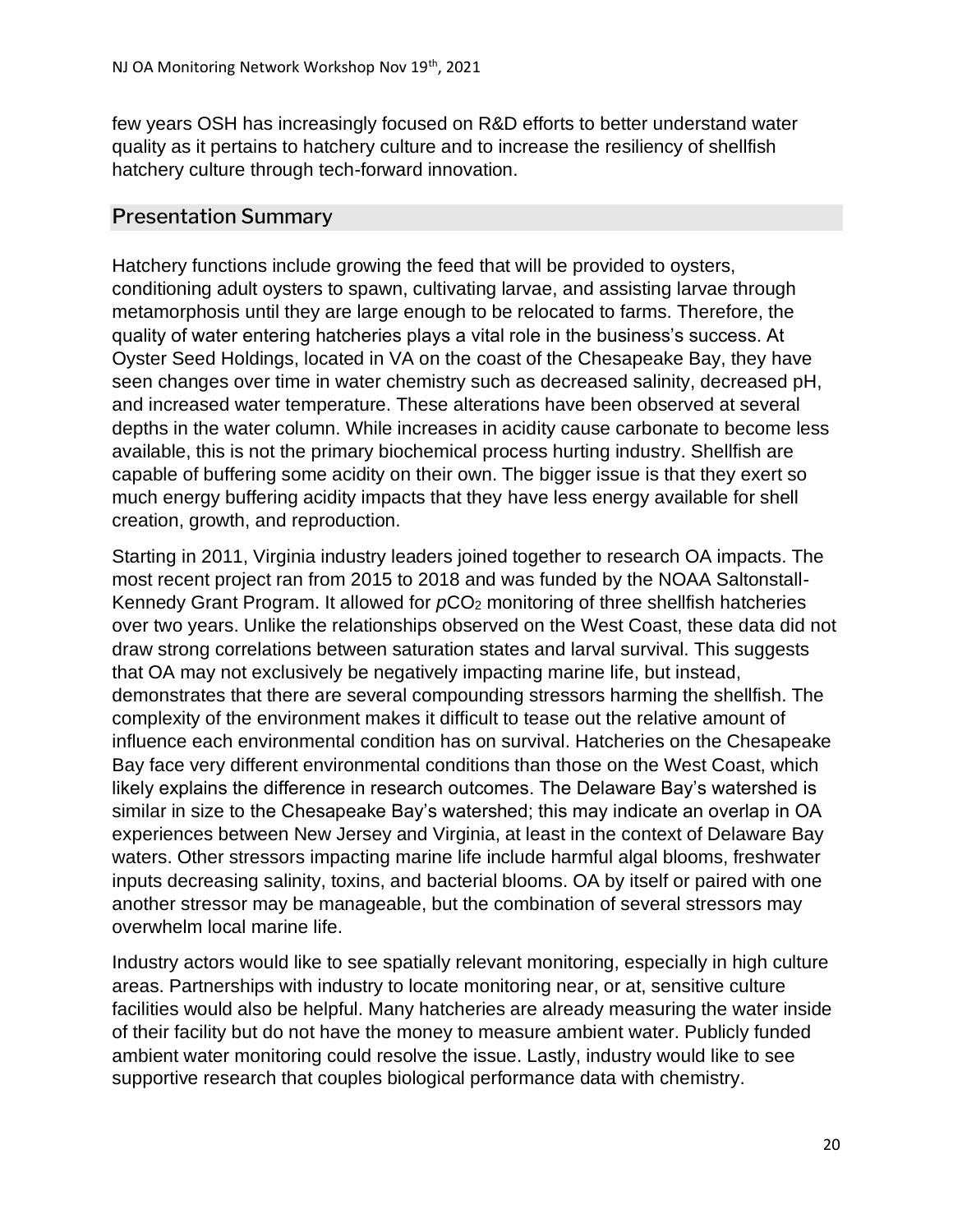few years OSH has increasingly focused on R&D efforts to better understand water quality as it pertains to hatchery culture and to increase the resiliency of shellfish hatchery culture through tech-forward innovation.

## Presentation Summary

Hatchery functions include growing the feed that will be provided to oysters, conditioning adult oysters to spawn, cultivating larvae, and assisting larvae through metamorphosis until they are large enough to be relocated to farms. Therefore, the quality of water entering hatcheries plays a vital role in the business's success. At Oyster Seed Holdings, located in VA on the coast of the Chesapeake Bay, they have seen changes over time in water chemistry such as decreased salinity, decreased pH, and increased water temperature. These alterations have been observed at several depths in the water column. While increases in acidity cause carbonate to become less available, this is not the primary biochemical process hurting industry. Shellfish are capable of buffering some acidity on their own. The bigger issue is that they exert so much energy buffering acidity impacts that they have less energy available for shell creation, growth, and reproduction.

Starting in 2011, Virginia industry leaders joined together to research OA impacts. The most recent project ran from 2015 to 2018 and was funded by the NOAA Saltonstall-Kennedy Grant Program. It allowed for $pCO_2$ monitoring of three shellfish hatcheries over two years. Unlike the relationships observed on the West Coast, these data did not draw strong correlations between saturation states and larval survival. This suggests that OA may not exclusively be negatively impacting marine life, but instead, demonstrates that there are several compounding stressors harming the shellfish. The complexity of the environment makes it difficult to tease out the relative amount of influence each environmental condition has on survival. Hatcheries on the Chesapeake Bay face very different environmental conditions than those on the West Coast, which likely explains the difference in research outcomes. The Delaware Bay's watershed is similar in size to the Chesapeake Bay's watershed; this may indicate an overlap in OA experiences between New Jersey and Virginia, at least in the context of Delaware Bay waters. Other stressors impacting marine life include harmful algal blooms, freshwater inputs decreasing salinity, toxins, and bacterial blooms. OA by itself or paired with one another stressor may be manageable, but the combination of several stressors may overwhelm local marine life.

Industry actors would like to see spatially relevant monitoring, especially in high culture areas. Partnerships with industry to locate monitoring near, or at, sensitive culture facilities would also be helpful. Many hatcheries are already measuring the water inside of their facility but do not have the money to measure ambient water. Publicly funded ambient water monitoring could resolve the issue. Lastly, industry would like to see supportive research that couples biological performance data with chemistry.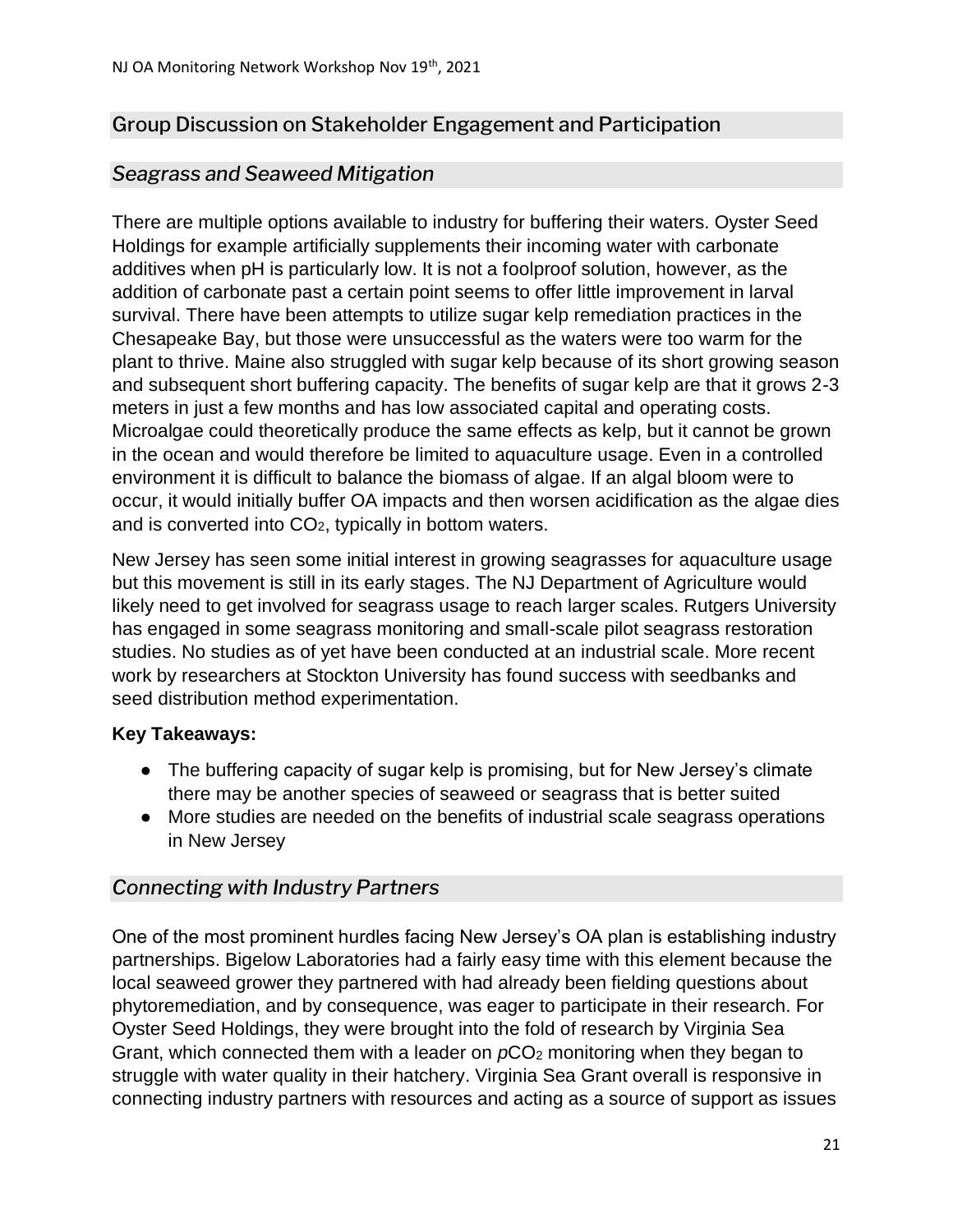## Group Discussion on Stakeholder Engagement and Participation

### *Seagrass and Seaweed Mitigation*

There are multiple options available to industry for buffering their waters. Oyster Seed Holdings for example artificially supplements their incoming water with carbonate additives when pH is particularly low. It is not a foolproof solution, however, as the addition of carbonate past a certain point seems to offer little improvement in larval survival. There have been attempts to utilize sugar kelp remediation practices in the Chesapeake Bay, but those were unsuccessful as the waters were too warm for the plant to thrive. Maine also struggled with sugar kelp because of its short growing season and subsequent short buffering capacity. The benefits of sugar kelp are that it grows 2-3 meters in just a few months and has low associated capital and operating costs. Microalgae could theoretically produce the same effects as kelp, but it cannot be grown in the ocean and would therefore be limited to aquaculture usage. Even in a controlled environment it is difficult to balance the biomass of algae. If an algal bloom were to occur, it would initially buffer OA impacts and then worsen acidification as the algae dies and is converted into $CO_2$, typically in bottom waters.

New Jersey has seen some initial interest in growing seagrasses for aquaculture usage but this movement is still in its early stages. The NJ Department of Agriculture would likely need to get involved for seagrass usage to reach larger scales. Rutgers University has engaged in some seagrass monitoring and small-scale pilot seagrass restoration studies. No studies as of yet have been conducted at an industrial scale. More recent work by researchers at Stockton University has found success with seedbanks and seed distribution method experimentation.

**Key Takeaways:**

- The buffering capacity of sugar kelp is promising, but for New Jersey's climate there may be another species of seaweed or seagrass that is better suited
- More studies are needed on the benefits of industrial scale seagrass operations in New Jersey

### *Connecting with Industry Partners*

One of the most prominent hurdles facing New Jersey's OA plan is establishing industry partnerships. Bigelow Laboratories had a fairly easy time with this element because the local seaweed grower they partnered with had already been fielding questions about phytoremediation, and by consequence, was eager to participate in their research. For Oyster Seed Holdings, they were brought into the fold of research by Virginia Sea Grant, which connected them with a leader on $p$CO$_2$ monitoring when they began to struggle with water quality in their hatchery. Virginia Sea Grant overall is responsive in connecting industry partners with resources and acting as a source of support as issues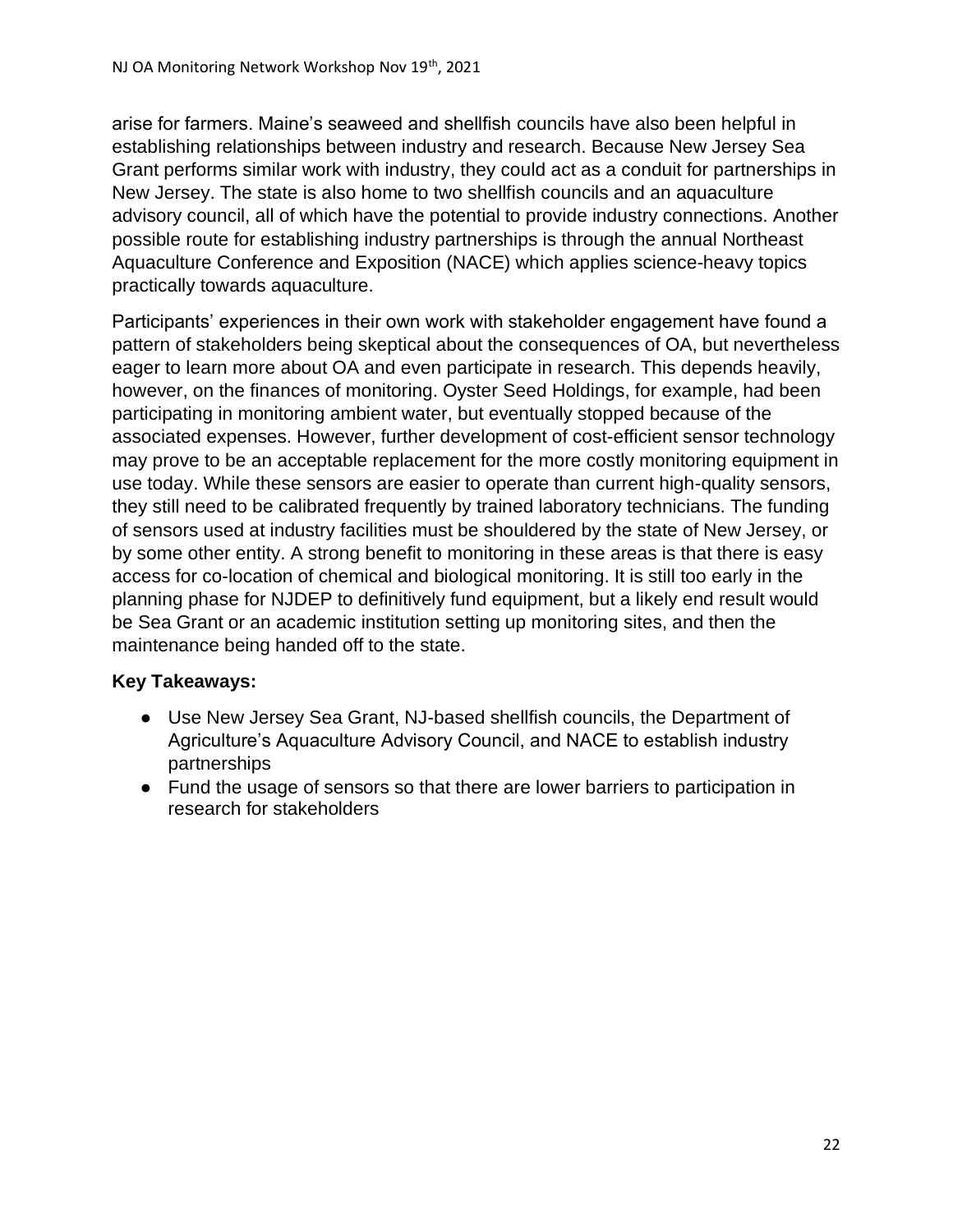arise for farmers. Maine's seaweed and shellfish councils have also been helpful in establishing relationships between industry and research. Because New Jersey Sea Grant performs similar work with industry, they could act as a conduit for partnerships in New Jersey. The state is also home to two shellfish councils and an aquaculture advisory council, all of which have the potential to provide industry connections. Another possible route for establishing industry partnerships is through the annual Northeast Aquaculture Conference and Exposition (NACE) which applies science-heavy topics practically towards aquaculture.

Participants' experiences in their own work with stakeholder engagement have found a pattern of stakeholders being skeptical about the consequences of OA, but nevertheless eager to learn more about OA and even participate in research. This depends heavily, however, on the finances of monitoring. Oyster Seed Holdings, for example, had been participating in monitoring ambient water, but eventually stopped because of the associated expenses. However, further development of cost-efficient sensor technology may prove to be an acceptable replacement for the more costly monitoring equipment in use today. While these sensors are easier to operate than current high-quality sensors, they still need to be calibrated frequently by trained laboratory technicians. The funding of sensors used at industry facilities must be shouldered by the state of New Jersey, or by some other entity. A strong benefit to monitoring in these areas is that there is easy access for co-location of chemical and biological monitoring. It is still too early in the planning phase for NJDEP to definitively fund equipment, but a likely end result would be Sea Grant or an academic institution setting up monitoring sites, and then the maintenance being handed off to the state.

**Key Takeaways:**

- Use New Jersey Sea Grant, NJ-based shellfish councils, the Department of Agriculture's Aquaculture Advisory Council, and NACE to establish industry partnerships
- Fund the usage of sensors so that there are lower barriers to participation in research for stakeholders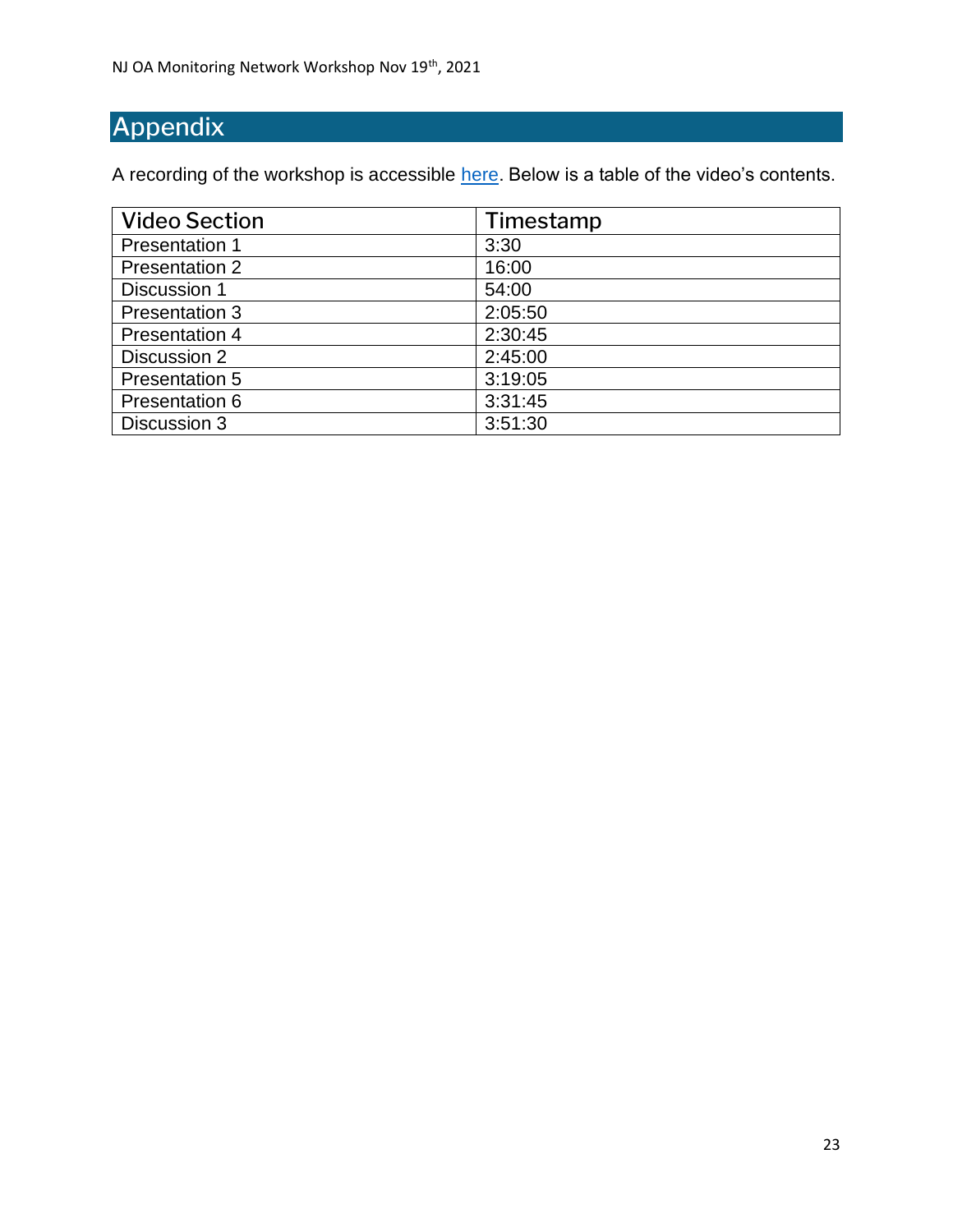# Appendix

A recording of the workshop is accessible here. Below is a table of the video's contents.

| Video Section | Timestamp |
|---|---|
| Presentation 1 | 3:30 |
| Presentation 2 | 16:00 |
| Discussion 1 | 54:00 |
| Presentation 3 | 2:05:50 |
| Presentation 4 | 2:30:45 |
| Discussion 2 | 2:45:00 |
| Presentation 5 | 3:19:05 |
| Presentation 6 | 3:31:45 |
| Discussion 3 | 3:51:30 |